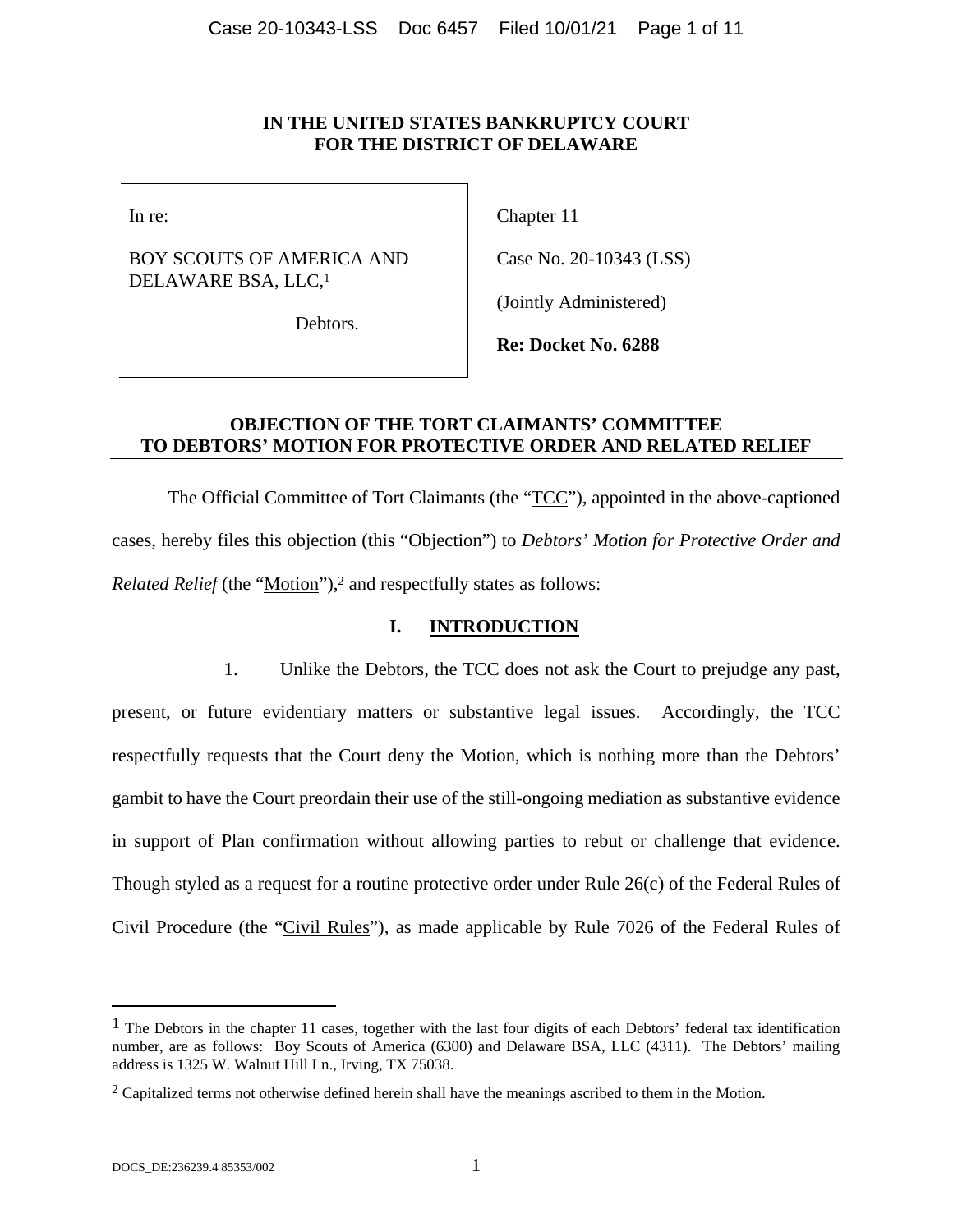**IN THE UNITED STATES BANKRUPTCY COURT**
**FOR THE DISTRICT OF DELAWARE**

| | |
|---|---|
| In re: | Chapter 11 |
| BOY SCOUTS OF AMERICA AND DELAWARE BSA, LLC,[1] | Case No. 20-10343 (LSS) |
| Debtors. | (Jointly Administered) |
| | **Re: Docket No. 6288** |

**OBJECTION OF THE TORT CLAIMANTS' COMMITTEE TO DEBTORS' MOTION FOR PROTECTIVE ORDER AND RELATED RELIEF**

The Official Committee of Tort Claimants (the "TCC"), appointed in the above-captioned cases, hereby files this objection (this "Objection") to *Debtors' Motion for Protective Order and Related Relief* (the "Motion"),[2] and respectfully states as follows:

## I. INTRODUCTION

1. Unlike the Debtors, the TCC does not ask the Court to prejudge any past, present, or future evidentiary matters or substantive legal issues. Accordingly, the TCC respectfully requests that the Court deny the Motion, which is nothing more than the Debtors' gambit to have the Court preordain their use of the still-ongoing mediation as substantive evidence in support of Plan confirmation without allowing parties to rebut or challenge that evidence. Though styled as a request for a routine protective order under Rule 26(c) of the Federal Rules of Civil Procedure (the "Civil Rules"), as made applicable by Rule 7026 of the Federal Rules of

[1] The Debtors in the chapter 11 cases, together with the last four digits of each Debtors' federal tax identification number, are as follows: Boy Scouts of America (6300) and Delaware BSA, LLC (4311). The Debtors' mailing address is 1325 W. Walnut Hill Ln., Irving, TX 75038.

[2] Capitalized terms not otherwise defined herein shall have the meanings ascribed to them in the Motion.

DOCS_DE:236239.4 85353/002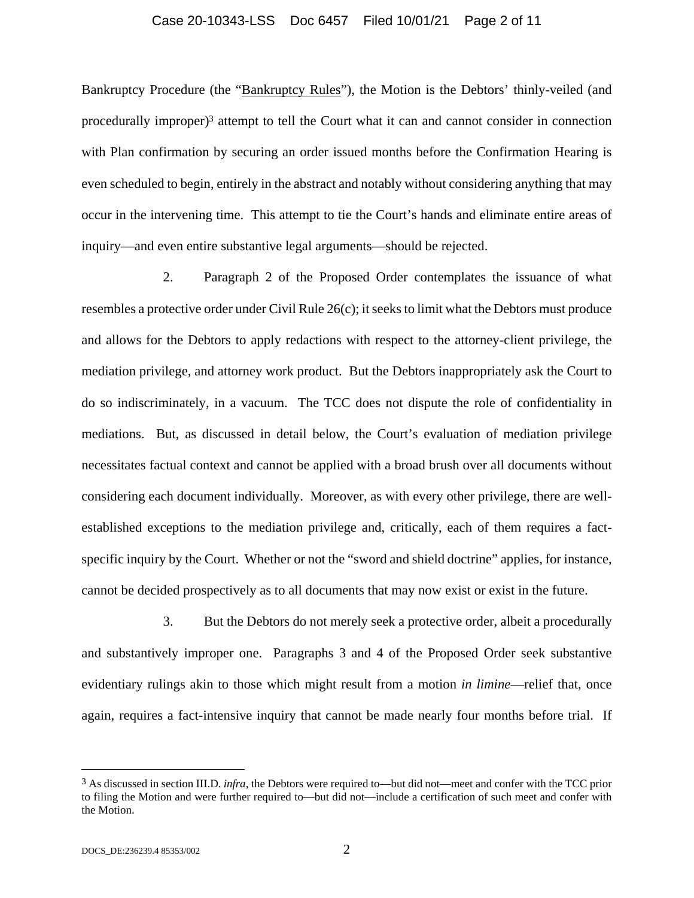Bankruptcy Procedure (the "Bankruptcy Rules"), the Motion is the Debtors' thinly-veiled (and procedurally improper)[3] attempt to tell the Court what it can and cannot consider in connection with Plan confirmation by securing an order issued months before the Confirmation Hearing is even scheduled to begin, entirely in the abstract and notably without considering anything that may occur in the intervening time. This attempt to tie the Court's hands and eliminate entire areas of inquiry—and even entire substantive legal arguments—should be rejected.

2. Paragraph 2 of the Proposed Order contemplates the issuance of what resembles a protective order under Civil Rule 26(c); it seeks to limit what the Debtors must produce and allows for the Debtors to apply redactions with respect to the attorney-client privilege, the mediation privilege, and attorney work product. But the Debtors inappropriately ask the Court to do so indiscriminately, in a vacuum. The TCC does not dispute the role of confidentiality in mediations. But, as discussed in detail below, the Court's evaluation of mediation privilege necessitates factual context and cannot be applied with a broad brush over all documents without considering each document individually. Moreover, as with every other privilege, there are well-established exceptions to the mediation privilege and, critically, each of them requires a fact-specific inquiry by the Court. Whether or not the "sword and shield doctrine" applies, for instance, cannot be decided prospectively as to all documents that may now exist or exist in the future.

3. But the Debtors do not merely seek a protective order, albeit a procedurally and substantively improper one. Paragraphs 3 and 4 of the Proposed Order seek substantive evidentiary rulings akin to those which might result from a motion *in limine*—relief that, once again, requires a fact-intensive inquiry that cannot be made nearly four months before trial. If

[3] As discussed in section III.D. *infra*, the Debtors were required to—but did not—meet and confer with the TCC prior to filing the Motion and were further required to—but did not—include a certification of such meet and confer with the Motion.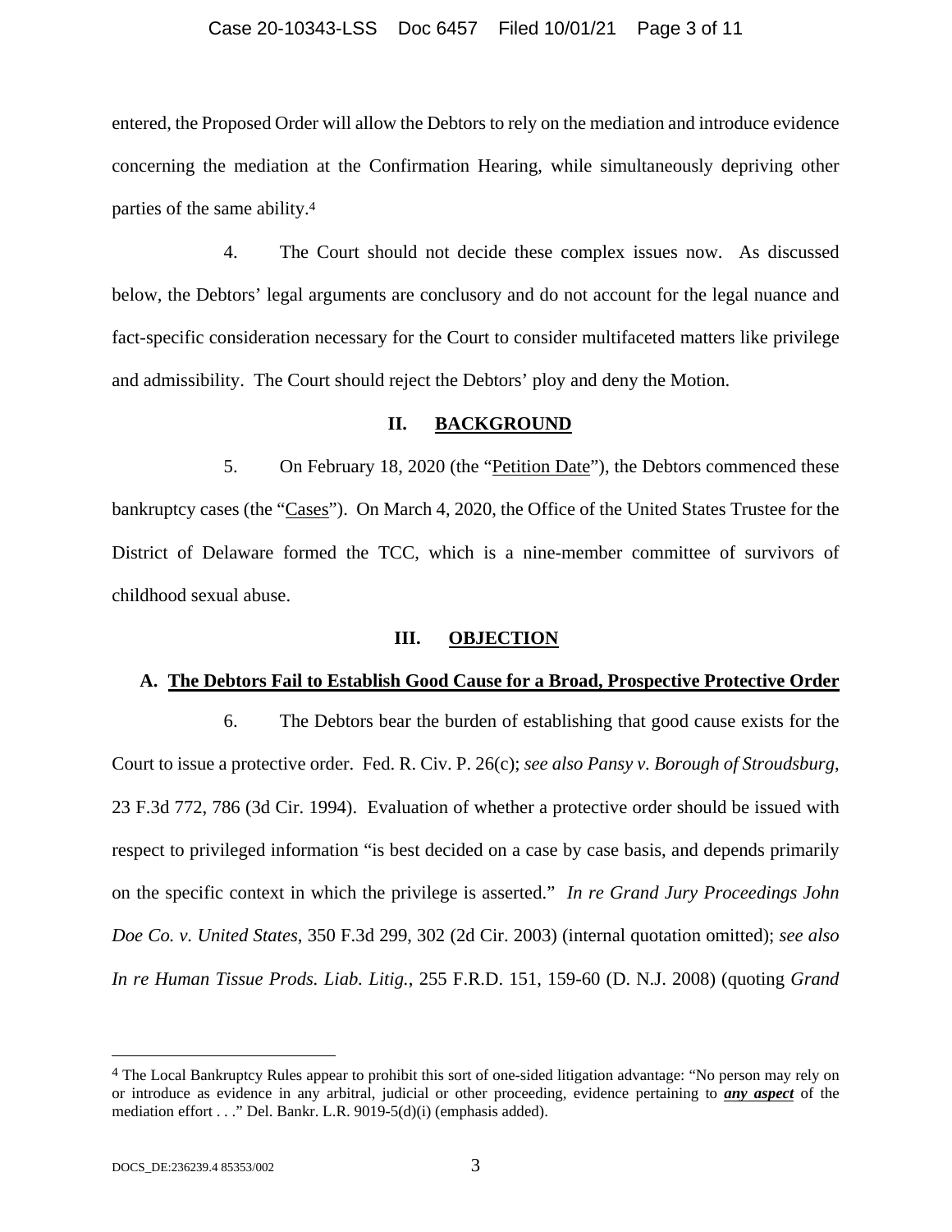entered, the Proposed Order will allow the Debtors to rely on the mediation and introduce evidence concerning the mediation at the Confirmation Hearing, while simultaneously depriving other parties of the same ability.[4]

4. The Court should not decide these complex issues now. As discussed below, the Debtors' legal arguments are conclusory and do not account for the legal nuance and fact-specific consideration necessary for the Court to consider multifaceted matters like privilege and admissibility. The Court should reject the Debtors' ploy and deny the Motion.

## II. BACKGROUND

5. On February 18, 2020 (the "Petition Date"), the Debtors commenced these bankruptcy cases (the "Cases"). On March 4, 2020, the Office of the United States Trustee for the District of Delaware formed the TCC, which is a nine-member committee of survivors of childhood sexual abuse.

## III. OBJECTION

### A. The Debtors Fail to Establish Good Cause for a Broad, Prospective Protective Order

6. The Debtors bear the burden of establishing that good cause exists for the Court to issue a protective order. Fed. R. Civ. P. 26(c); *see also Pansy v. Borough of Stroudsburg*, 23 F.3d 772, 786 (3d Cir. 1994). Evaluation of whether a protective order should be issued with respect to privileged information "is best decided on a case by case basis, and depends primarily on the specific context in which the privilege is asserted." *In re Grand Jury Proceedings John Doe Co. v. United States*, 350 F.3d 299, 302 (2d Cir. 2003) (internal quotation omitted); *see also In re Human Tissue Prods. Liab. Litig.*, 255 F.R.D. 151, 159-60 (D. N.J. 2008) (quoting *Grand*

[4] The Local Bankruptcy Rules appear to prohibit this sort of one-sided litigation advantage: "No person may rely on or introduce as evidence in any arbitral, judicial or other proceeding, evidence pertaining to ***any aspect*** of the mediation effort . . ." Del. Bankr. L.R. 9019-5(d)(i) (emphasis added).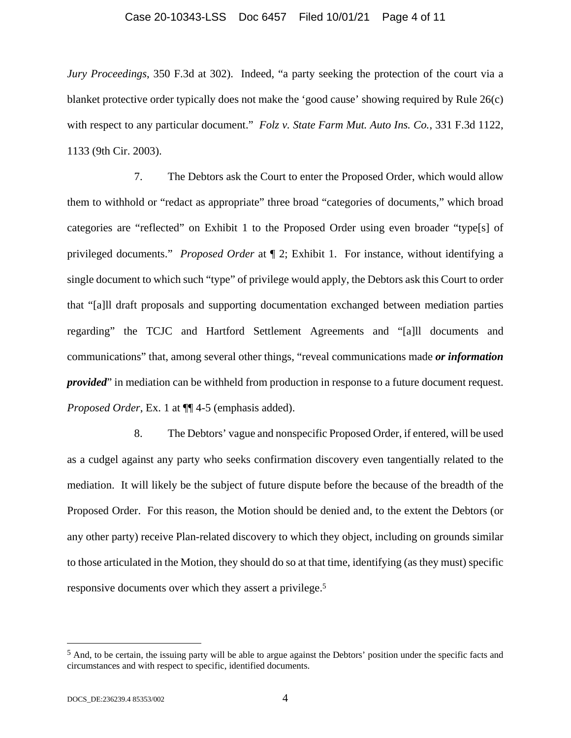*Jury Proceedings*, 350 F.3d at 302). Indeed, "a party seeking the protection of the court via a blanket protective order typically does not make the 'good cause' showing required by Rule 26(c) with respect to any particular document." *Folz v. State Farm Mut. Auto Ins. Co.*, 331 F.3d 1122, 1133 (9th Cir. 2003).

7. The Debtors ask the Court to enter the Proposed Order, which would allow them to withhold or "redact as appropriate" three broad "categories of documents," which broad categories are "reflected" on Exhibit 1 to the Proposed Order using even broader "type[s] of privileged documents." *Proposed Order* at ¶ 2; Exhibit 1. For instance, without identifying a single document to which such "type" of privilege would apply, the Debtors ask this Court to order that "[a]ll draft proposals and supporting documentation exchanged between mediation parties regarding" the TCJC and Hartford Settlement Agreements and "[a]ll documents and communications" that, among several other things, "reveal communications made ***or information provided***" in mediation can be withheld from production in response to a future document request. *Proposed Order*, Ex. 1 at ¶¶ 4-5 (emphasis added).

8. The Debtors' vague and nonspecific Proposed Order, if entered, will be used as a cudgel against any party who seeks confirmation discovery even tangentially related to the mediation. It will likely be the subject of future dispute before the because of the breadth of the Proposed Order. For this reason, the Motion should be denied and, to the extent the Debtors (or any other party) receive Plan-related discovery to which they object, including on grounds similar to those articulated in the Motion, they should do so at that time, identifying (as they must) specific responsive documents over which they assert a privilege.[5]

---

[5] And, to be certain, the issuing party will be able to argue against the Debtors' position under the specific facts and circumstances and with respect to specific, identified documents.

DOCS_DE:236239.4 85353/002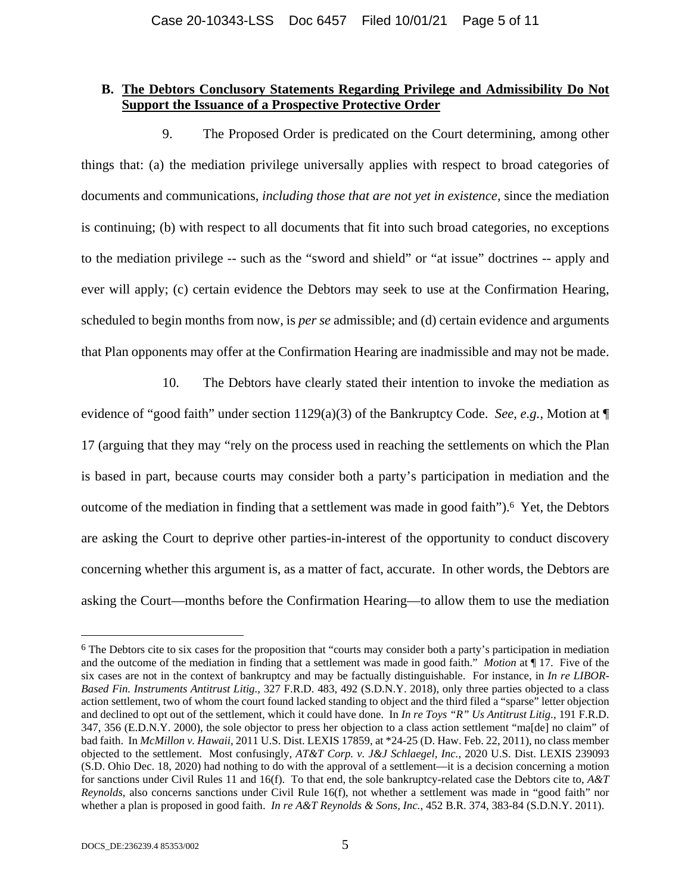**B. <u>The Debtors Conclusory Statements Regarding Privilege and Admissibility Do Not Support the Issuance of a Prospective Protective Order</u>**

9. The Proposed Order is predicated on the Court determining, among other things that: (a) the mediation privilege universally applies with respect to broad categories of documents and communications, *including those that are not yet in existence*, since the mediation is continuing; (b) with respect to all documents that fit into such broad categories, no exceptions to the mediation privilege -- such as the "sword and shield" or "at issue" doctrines -- apply and ever will apply; (c) certain evidence the Debtors may seek to use at the Confirmation Hearing, scheduled to begin months from now, is *per se* admissible; and (d) certain evidence and arguments that Plan opponents may offer at the Confirmation Hearing are inadmissible and may not be made.

10. The Debtors have clearly stated their intention to invoke the mediation as evidence of "good faith" under section 1129(a)(3) of the Bankruptcy Code. *See, e.g.*, Motion at ¶ 17 (arguing that they may "rely on the process used in reaching the settlements on which the Plan is based in part, because courts may consider both a party's participation in mediation and the outcome of the mediation in finding that a settlement was made in good faith").[6] Yet, the Debtors are asking the Court to deprive other parties-in-interest of the opportunity to conduct discovery concerning whether this argument is, as a matter of fact, accurate. In other words, the Debtors are asking the Court—months before the Confirmation Hearing—to allow them to use the mediation

---

[6] The Debtors cite to six cases for the proposition that "courts may consider both a party's participation in mediation and the outcome of the mediation in finding that a settlement was made in good faith." *Motion* at ¶ 17. Five of the six cases are not in the context of bankruptcy and may be factually distinguishable. For instance, in *In re LIBOR-Based Fin. Instruments Antitrust Litig.*, 327 F.R.D. 483, 492 (S.D.N.Y. 2018), only three parties objected to a class action settlement, two of whom the court found lacked standing to object and the third filed a "sparse" letter objection and declined to opt out of the settlement, which it could have done. In *In re Toys "R" Us Antitrust Litig.*, 191 F.R.D. 347, 356 (E.D.N.Y. 2000), the sole objector to press her objection to a class action settlement "ma[de] no claim" of bad faith. In *McMillon v. Hawaii*, 2011 U.S. Dist. LEXIS 17859, at *24-25 (D. Haw. Feb. 22, 2011), no class member objected to the settlement. Most confusingly, *AT&T Corp. v. J&J Schlaegel, Inc.*, 2020 U.S. Dist. LEXIS 239093 (S.D. Ohio Dec. 18, 2020) had nothing to do with the approval of a settlement—it is a decision concerning a motion for sanctions under Civil Rules 11 and 16(f). To that end, the sole bankruptcy-related case the Debtors cite to, *A&T Reynolds*, also concerns sanctions under Civil Rule 16(f), not whether a settlement was made in "good faith" nor whether a plan is proposed in good faith. *In re A&T Reynolds & Sons, Inc.*, 452 B.R. 374, 383-84 (S.D.N.Y. 2011).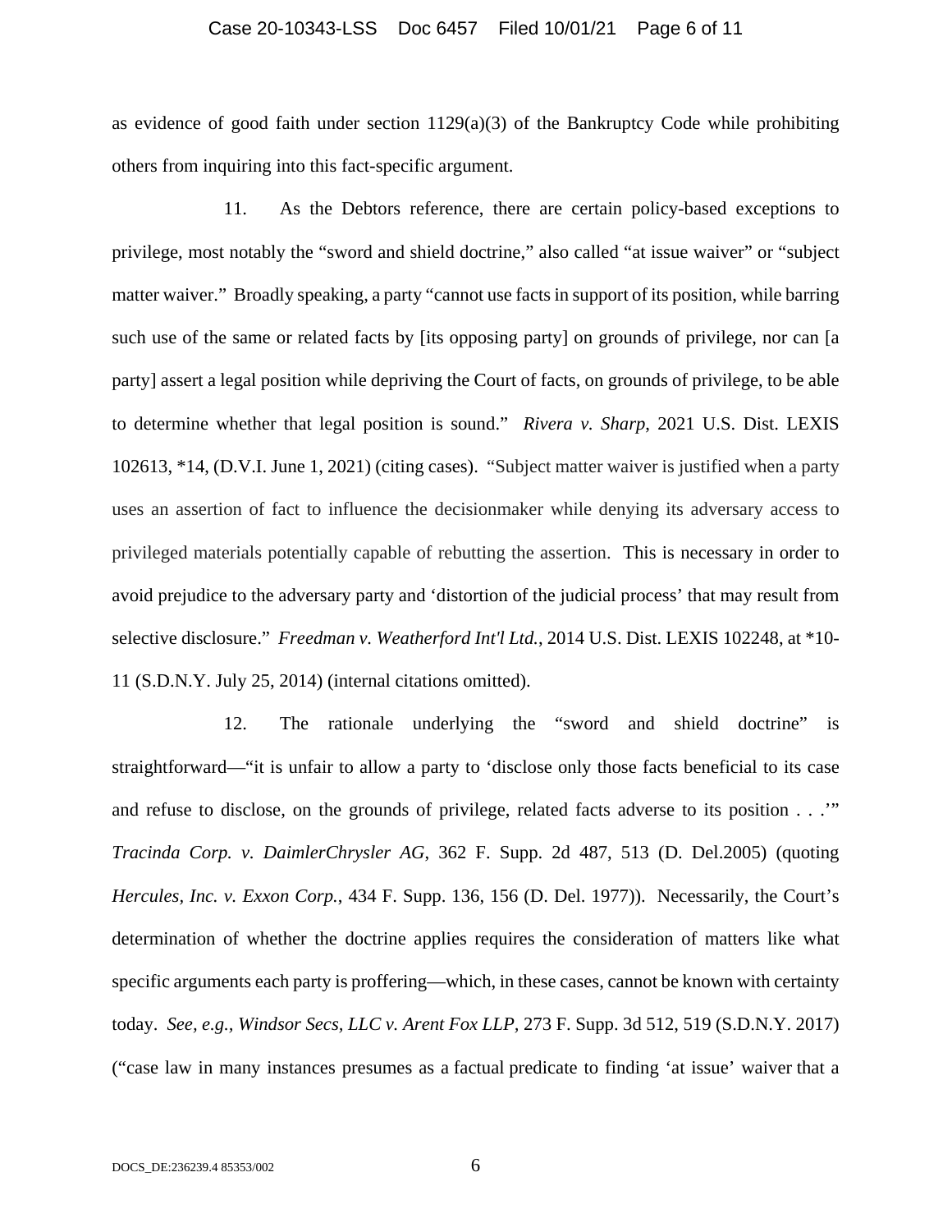as evidence of good faith under section 1129(a)(3) of the Bankruptcy Code while prohibiting others from inquiring into this fact-specific argument.

11. As the Debtors reference, there are certain policy-based exceptions to privilege, most notably the "sword and shield doctrine," also called "at issue waiver" or "subject matter waiver." Broadly speaking, a party "cannot use facts in support of its position, while barring such use of the same or related facts by [its opposing party] on grounds of privilege, nor can [a party] assert a legal position while depriving the Court of facts, on grounds of privilege, to be able to determine whether that legal position is sound." *Rivera v. Sharp*, 2021 U.S. Dist. LEXIS 102613, *14, (D.V.I. June 1, 2021) (citing cases). "Subject matter waiver is justified when a party uses an assertion of fact to influence the decisionmaker while denying its adversary access to privileged materials potentially capable of rebutting the assertion. This is necessary in order to avoid prejudice to the adversary party and 'distortion of the judicial process' that may result from selective disclosure." *Freedman v. Weatherford Int'l Ltd.*, 2014 U.S. Dist. LEXIS 102248, at *10-11 (S.D.N.Y. July 25, 2014) (internal citations omitted).

12. The rationale underlying the "sword and shield doctrine" is straightforward—"it is unfair to allow a party to 'disclose only those facts beneficial to its case and refuse to disclose, on the grounds of privilege, related facts adverse to its position . . .'" *Tracinda Corp. v. DaimlerChrysler AG*, 362 F. Supp. 2d 487, 513 (D. Del.2005) (quoting *Hercules, Inc. v. Exxon Corp.*, 434 F. Supp. 136, 156 (D. Del. 1977)). Necessarily, the Court's determination of whether the doctrine applies requires the consideration of matters like what specific arguments each party is proffering—which, in these cases, cannot be known with certainty today. *See, e.g.*, *Windsor Secs, LLC v. Arent Fox LLP*, 273 F. Supp. 3d 512, 519 (S.D.N.Y. 2017) ("case law in many instances presumes as a factual predicate to finding 'at issue' waiver that a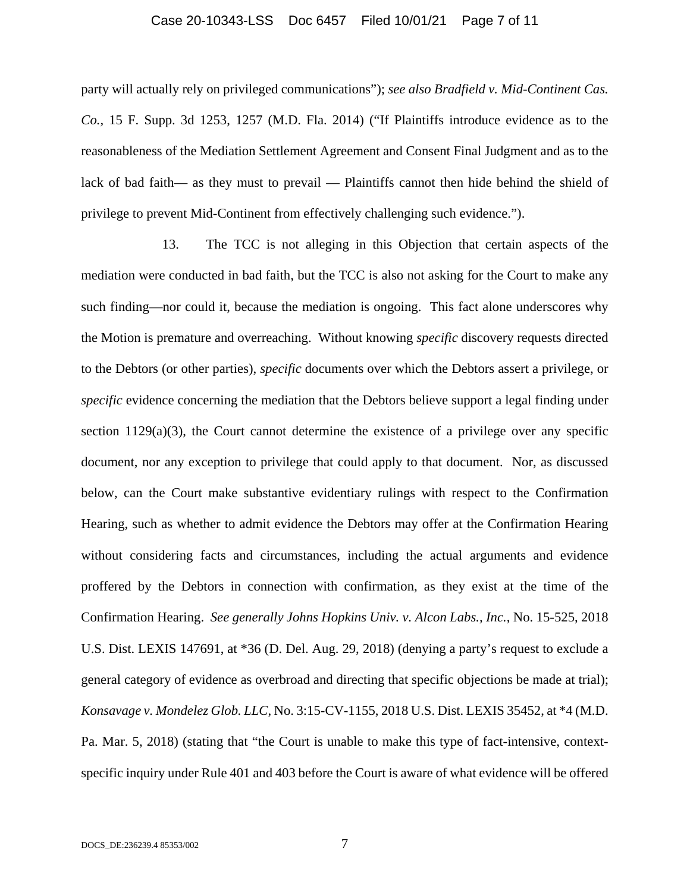party will actually rely on privileged communications"); *see also Bradfield v. Mid-Continent Cas. Co.*, 15 F. Supp. 3d 1253, 1257 (M.D. Fla. 2014) ("If Plaintiffs introduce evidence as to the reasonableness of the Mediation Settlement Agreement and Consent Final Judgment and as to the lack of bad faith— as they must to prevail — Plaintiffs cannot then hide behind the shield of privilege to prevent Mid-Continent from effectively challenging such evidence.").

13. The TCC is not alleging in this Objection that certain aspects of the mediation were conducted in bad faith, but the TCC is also not asking for the Court to make any such finding—nor could it, because the mediation is ongoing. This fact alone underscores why the Motion is premature and overreaching. Without knowing *specific* discovery requests directed to the Debtors (or other parties), *specific* documents over which the Debtors assert a privilege, or *specific* evidence concerning the mediation that the Debtors believe support a legal finding under section 1129(a)(3), the Court cannot determine the existence of a privilege over any specific document, nor any exception to privilege that could apply to that document. Nor, as discussed below, can the Court make substantive evidentiary rulings with respect to the Confirmation Hearing, such as whether to admit evidence the Debtors may offer at the Confirmation Hearing without considering facts and circumstances, including the actual arguments and evidence proffered by the Debtors in connection with confirmation, as they exist at the time of the Confirmation Hearing. *See generally Johns Hopkins Univ. v. Alcon Labs., Inc.*, No. 15-525, 2018 U.S. Dist. LEXIS 147691, at *36 (D. Del. Aug. 29, 2018) (denying a party's request to exclude a general category of evidence as overbroad and directing that specific objections be made at trial); *Konsavage v. Mondelez Glob. LLC*, No. 3:15-CV-1155, 2018 U.S. Dist. LEXIS 35452, at *4 (M.D. Pa. Mar. 5, 2018) (stating that "the Court is unable to make this type of fact-intensive, context-specific inquiry under Rule 401 and 403 before the Court is aware of what evidence will be offered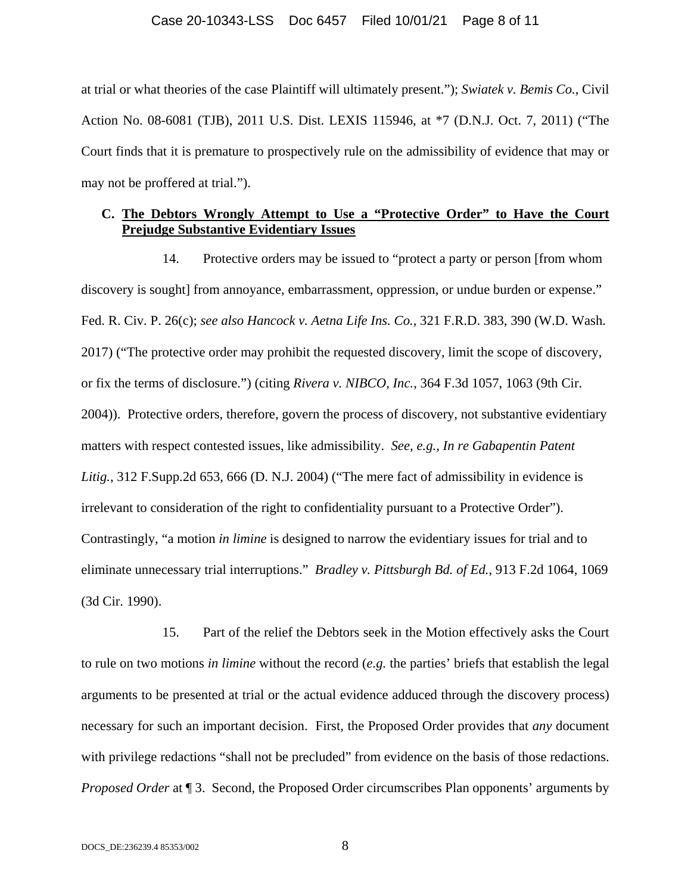at trial or what theories of the case Plaintiff will ultimately present."); *Swiatek v. Bemis Co.*, Civil Action No. 08-6081 (TJB), 2011 U.S. Dist. LEXIS 115946, at *7 (D.N.J. Oct. 7, 2011) ("The Court finds that it is premature to prospectively rule on the admissibility of evidence that may or may not be proffered at trial.").

### C. The Debtors Wrongly Attempt to Use a "Protective Order" to Have the Court Prejudge Substantive Evidentiary Issues

14. Protective orders may be issued to "protect a party or person [from whom discovery is sought] from annoyance, embarrassment, oppression, or undue burden or expense." Fed. R. Civ. P. 26(c); *see also Hancock v. Aetna Life Ins. Co.*, 321 F.R.D. 383, 390 (W.D. Wash. 2017) ("The protective order may prohibit the requested discovery, limit the scope of discovery, or fix the terms of disclosure.") (citing *Rivera v. NIBCO, Inc.*, 364 F.3d 1057, 1063 (9th Cir. 2004)). Protective orders, therefore, govern the process of discovery, not substantive evidentiary matters with respect contested issues, like admissibility. *See, e.g., In re Gabapentin Patent Litig.*, 312 F.Supp.2d 653, 666 (D. N.J. 2004) ("The mere fact of admissibility in evidence is irrelevant to consideration of the right to confidentiality pursuant to a Protective Order"). Contrastingly, "a motion *in limine* is designed to narrow the evidentiary issues for trial and to eliminate unnecessary trial interruptions." *Bradley v. Pittsburgh Bd. of Ed.*, 913 F.2d 1064, 1069 (3d Cir. 1990).

15. Part of the relief the Debtors seek in the Motion effectively asks the Court to rule on two motions *in limine* without the record (*e.g.* the parties' briefs that establish the legal arguments to be presented at trial or the actual evidence adduced through the discovery process) necessary for such an important decision. First, the Proposed Order provides that *any* document with privilege redactions "shall not be precluded" from evidence on the basis of those redactions. *Proposed Order* at ¶ 3. Second, the Proposed Order circumscribes Plan opponents' arguments by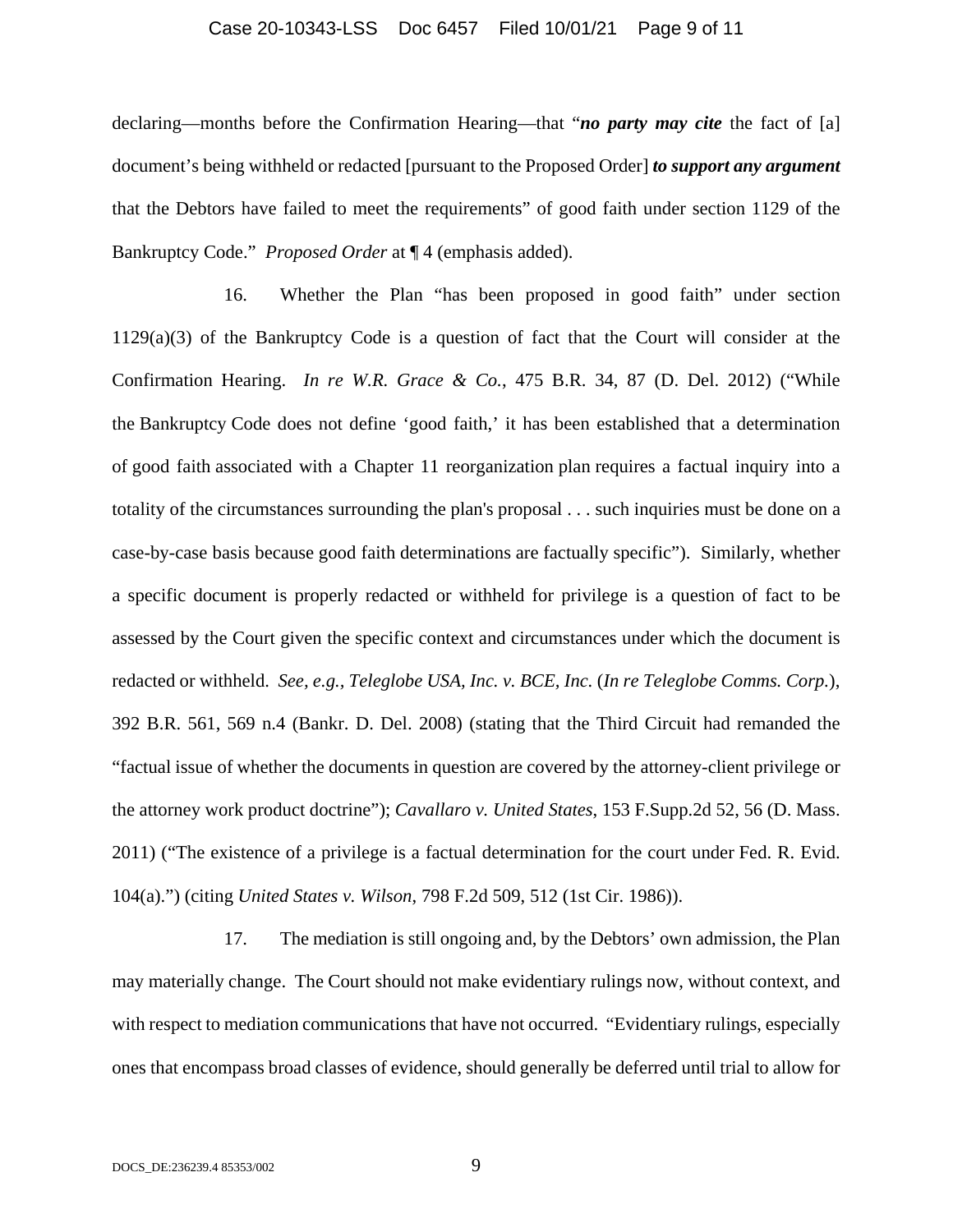declaring—months before the Confirmation Hearing—that "***no party may cite*** the fact of [a] document's being withheld or redacted [pursuant to the Proposed Order] ***to support any argument*** that the Debtors have failed to meet the requirements" of good faith under section 1129 of the Bankruptcy Code." *Proposed Order* at ¶ 4 (emphasis added).

16. Whether the Plan "has been proposed in good faith" under section 1129(a)(3) of the Bankruptcy Code is a question of fact that the Court will consider at the Confirmation Hearing. *In re W.R. Grace & Co.*, 475 B.R. 34, 87 (D. Del. 2012) ("While the Bankruptcy Code does not define 'good faith,' it has been established that a determination of good faith associated with a Chapter 11 reorganization plan requires a factual inquiry into a totality of the circumstances surrounding the plan's proposal . . . such inquiries must be done on a case-by-case basis because good faith determinations are factually specific"). Similarly, whether a specific document is properly redacted or withheld for privilege is a question of fact to be assessed by the Court given the specific context and circumstances under which the document is redacted or withheld. *See, e.g., Teleglobe USA, Inc. v. BCE, Inc.* (*In re Teleglobe Comms. Corp.*), 392 B.R. 561, 569 n.4 (Bankr. D. Del. 2008) (stating that the Third Circuit had remanded the "factual issue of whether the documents in question are covered by the attorney-client privilege or the attorney work product doctrine"); *Cavallaro v. United States*, 153 F.Supp.2d 52, 56 (D. Mass. 2011) ("The existence of a privilege is a factual determination for the court under Fed. R. Evid. 104(a).") (citing *United States v. Wilson*, 798 F.2d 509, 512 (1st Cir. 1986)).

17. The mediation is still ongoing and, by the Debtors' own admission, the Plan may materially change. The Court should not make evidentiary rulings now, without context, and with respect to mediation communications that have not occurred. "Evidentiary rulings, especially ones that encompass broad classes of evidence, should generally be deferred until trial to allow for

DOCS_DE:236239.4 85353/002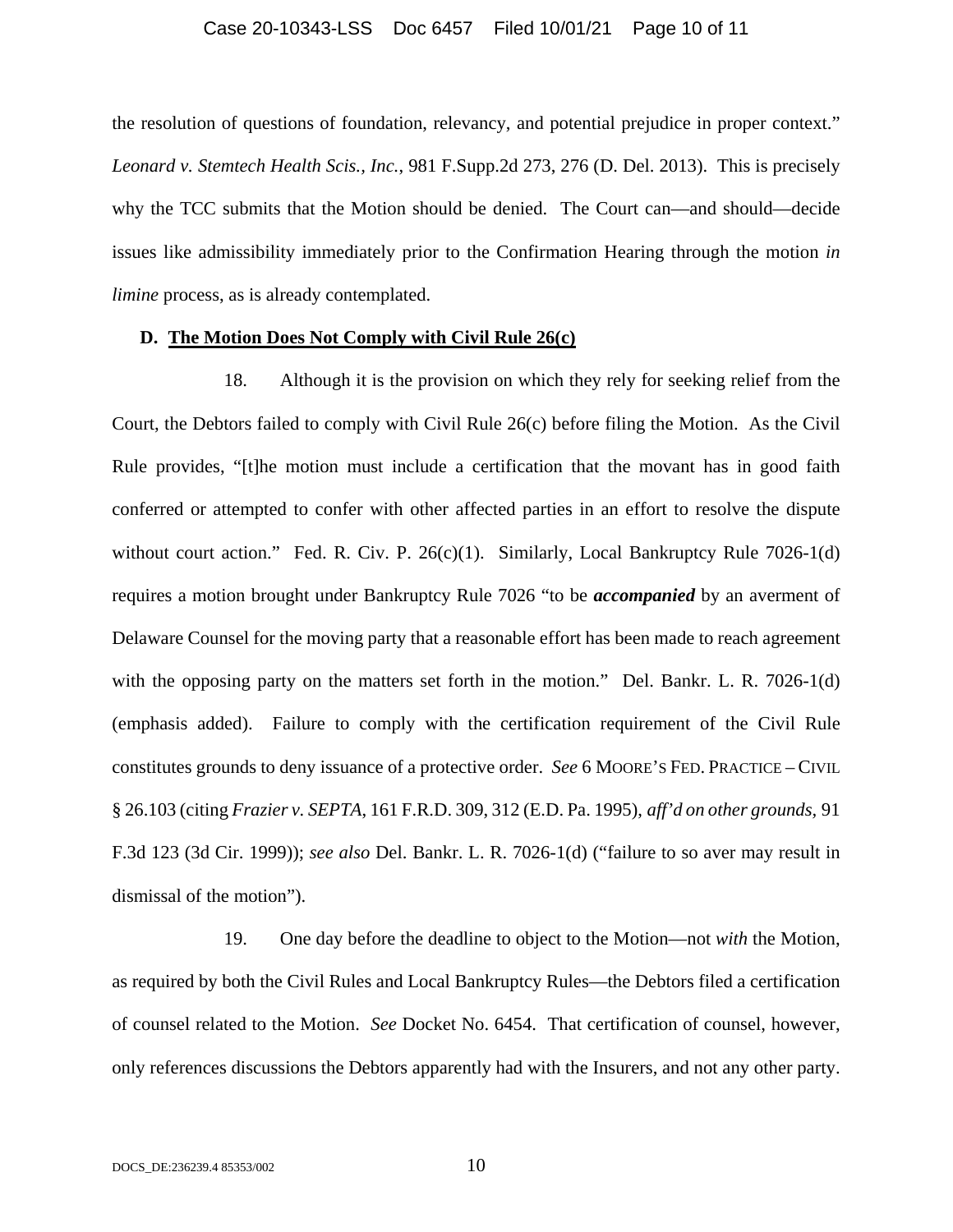the resolution of questions of foundation, relevancy, and potential prejudice in proper context." *Leonard v. Stemtech Health Scis., Inc.*, 981 F.Supp.2d 273, 276 (D. Del. 2013). This is precisely why the TCC submits that the Motion should be denied. The Court can—and should—decide issues like admissibility immediately prior to the Confirmation Hearing through the motion *in limine* process, as is already contemplated.

### D. <u>The Motion Does Not Comply with Civil Rule 26(c)</u>

18. Although it is the provision on which they rely for seeking relief from the Court, the Debtors failed to comply with Civil Rule 26(c) before filing the Motion. As the Civil Rule provides, "[t]he motion must include a certification that the movant has in good faith conferred or attempted to confer with other affected parties in an effort to resolve the dispute without court action." Fed. R. Civ. P. 26(c)(1). Similarly, Local Bankruptcy Rule 7026-1(d) requires a motion brought under Bankruptcy Rule 7026 "to be ***accompanied*** by an averment of Delaware Counsel for the moving party that a reasonable effort has been made to reach agreement with the opposing party on the matters set forth in the motion." Del. Bankr. L. R. 7026-1(d) (emphasis added). Failure to comply with the certification requirement of the Civil Rule constitutes grounds to deny issuance of a protective order. *See* 6 MOORE'S FED. PRACTICE – CIVIL § 26.103 (citing *Frazier v. SEPTA*, 161 F.R.D. 309, 312 (E.D. Pa. 1995), *aff'd on other grounds,* 91 F.3d 123 (3d Cir. 1999)); *see also* Del. Bankr. L. R. 7026-1(d) ("failure to so aver may result in dismissal of the motion").

19. One day before the deadline to object to the Motion—not *with* the Motion, as required by both the Civil Rules and Local Bankruptcy Rules—the Debtors filed a certification of counsel related to the Motion. *See* Docket No. 6454. That certification of counsel, however, only references discussions the Debtors apparently had with the Insurers, and not any other party.

DOCS_DE:236239.4 85353/002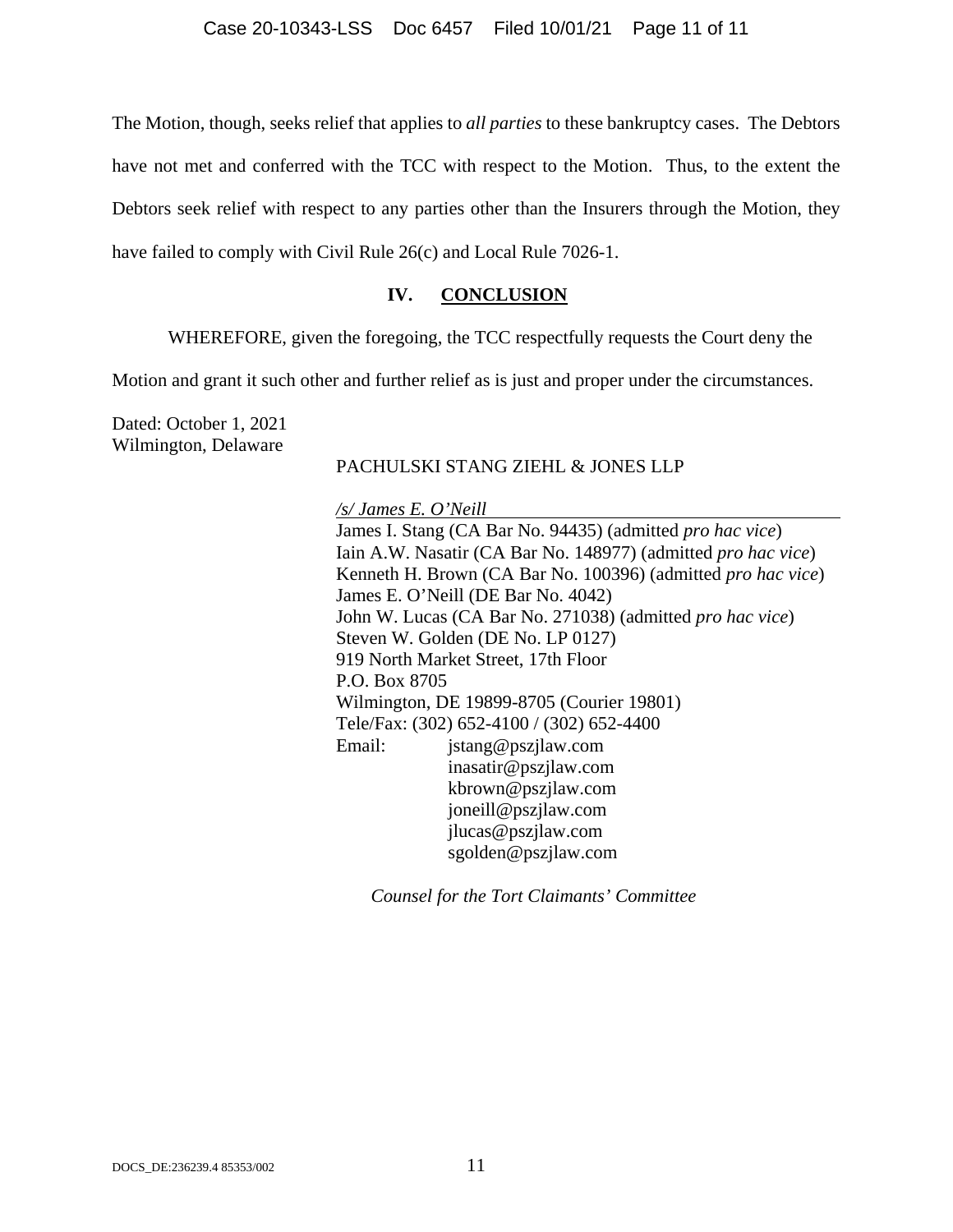The Motion, though, seeks relief that applies to *all parties* to these bankruptcy cases. The Debtors have not met and conferred with the TCC with respect to the Motion. Thus, to the extent the Debtors seek relief with respect to any parties other than the Insurers through the Motion, they have failed to comply with Civil Rule 26(c) and Local Rule 7026-1.

## IV. CONCLUSION

WHEREFORE, given the foregoing, the TCC respectfully requests the Court deny the Motion and grant it such other and further relief as is just and proper under the circumstances.

Dated: October 1, 2021
Wilmington, Delaware

PACHULSKI STANG ZIEHL & JONES LLP

*/s/ James E. O'Neill*
James I. Stang (CA Bar No. 94435) (admitted *pro hac vice*)
Iain A.W. Nasatir (CA Bar No. 148977) (admitted *pro hac vice*)
Kenneth H. Brown (CA Bar No. 100396) (admitted *pro hac vice*)
James E. O'Neill (DE Bar No. 4042)
John W. Lucas (CA Bar No. 271038) (admitted *pro hac vice*)
Steven W. Golden (DE No. LP 0127)
919 North Market Street, 17th Floor
P.O. Box 8705
Wilmington, DE 19899-8705 (Courier 19801)
Tele/Fax: (302) 652-4100 / (302) 652-4400
Email: jstang@pszjlaw.com
inasatir@pszjlaw.com
kbrown@pszjlaw.com
joneill@pszjlaw.com
jlucas@pszjlaw.com
sgolden@pszjlaw.com

*Counsel for the Tort Claimants' Committee*

DOCS_DE:236239.4 85353/002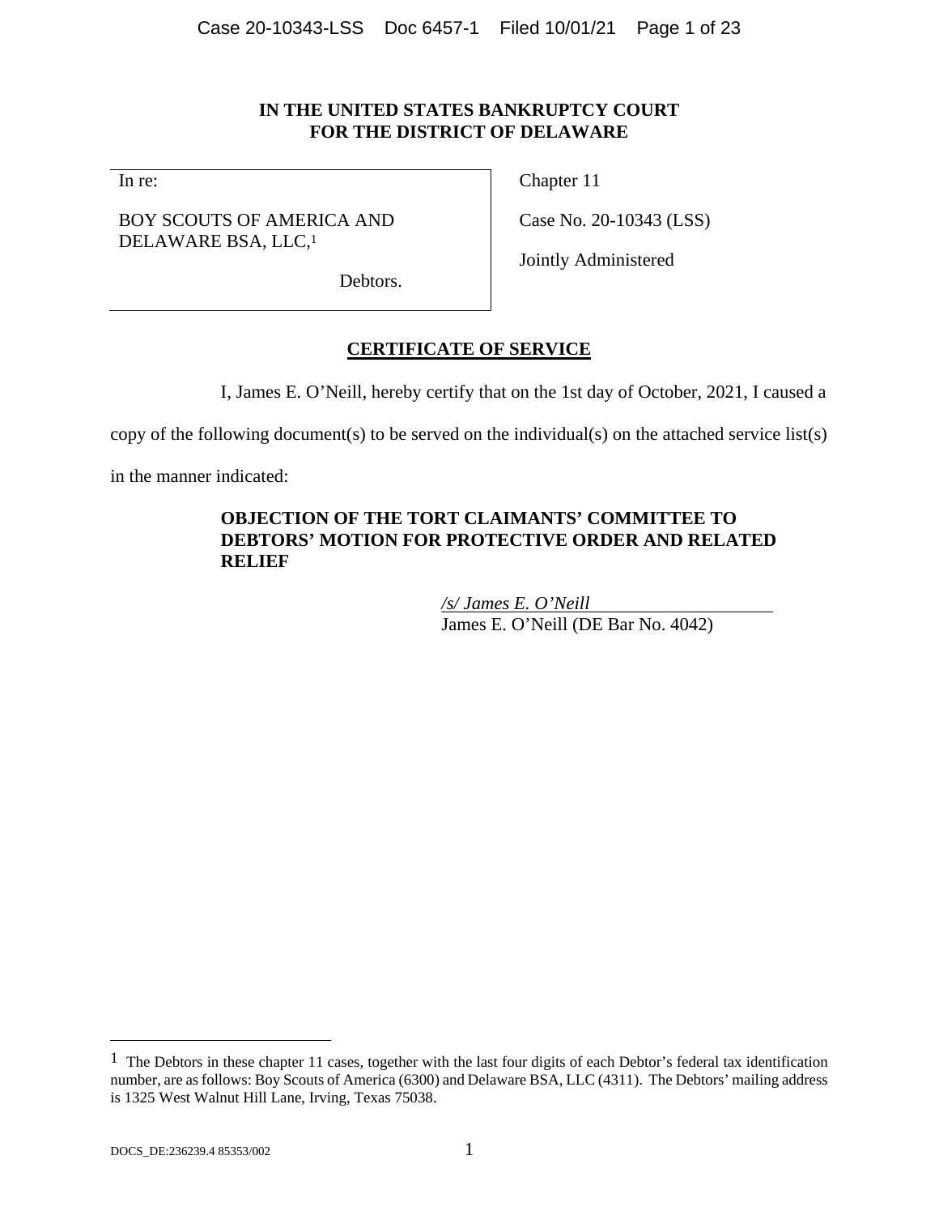**IN THE UNITED STATES BANKRUPTCY COURT**
**FOR THE DISTRICT OF DELAWARE**

| In re: | Chapter 11 |
|---|---|
| BOY SCOUTS OF AMERICA AND DELAWARE BSA, LLC,[1] | Case No. 20-10343 (LSS) |
| Debtors. | Jointly Administered |

## CERTIFICATE OF SERVICE

I, James E. O'Neill, hereby certify that on the 1st day of October, 2021, I caused a copy of the following document(s) to be served on the individual(s) on the attached service list(s) in the manner indicated:

**OBJECTION OF THE TORT CLAIMANTS' COMMITTEE TO DEBTORS' MOTION FOR PROTECTIVE ORDER AND RELATED RELIEF**

*/s/ James E. O'Neill*
James E. O'Neill (DE Bar No. 4042)

[1] The Debtors in these chapter 11 cases, together with the last four digits of each Debtor's federal tax identification number, are as follows: Boy Scouts of America (6300) and Delaware BSA, LLC (4311). The Debtors' mailing address is 1325 West Walnut Hill Lane, Irving, Texas 75038.

DOCS_DE:236239.4 85353/002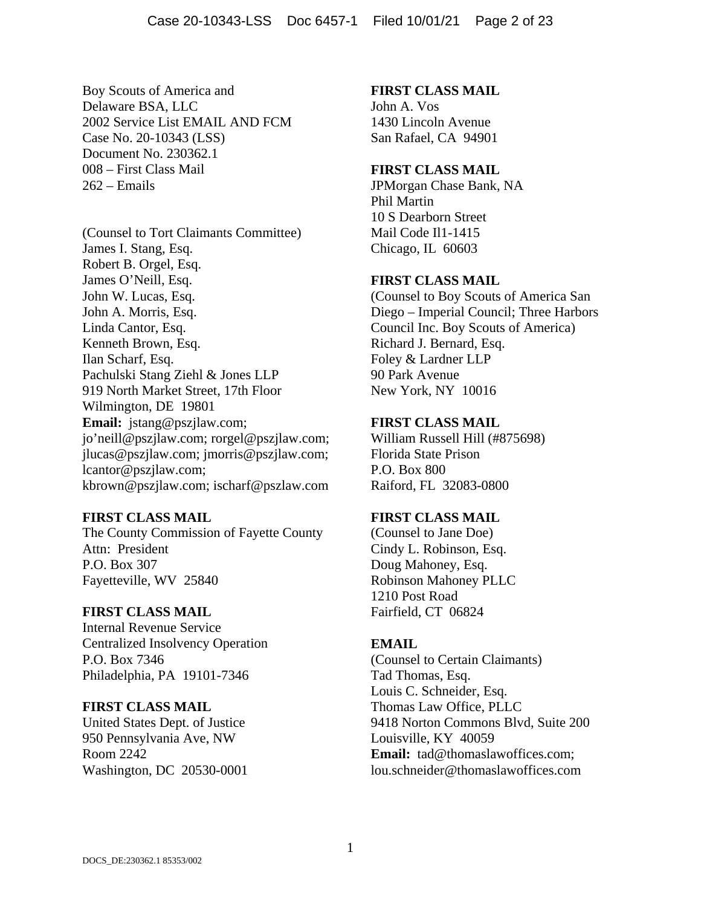Boy Scouts of America and
Delaware BSA, LLC
2002 Service List EMAIL AND FCM
Case No. 20-10343 (LSS)
Document No. 230362.1
008 – First Class Mail
262 – Emails

(Counsel to Tort Claimants Committee)
James I. Stang, Esq.
Robert B. Orgel, Esq.
James O'Neill, Esq.
John W. Lucas, Esq.
John A. Morris, Esq.
Linda Cantor, Esq.
Kenneth Brown, Esq.
Ilan Scharf, Esq.
Pachulski Stang Ziehl & Jones LLP
919 North Market Street, 17th Floor
Wilmington, DE 19801
**Email:** jstang@pszjlaw.com; jo'neill@pszjlaw.com; rorgel@pszjlaw.com; jlucas@pszjlaw.com; jmorris@pszjlaw.com; lcantor@pszjlaw.com; kbrown@pszjlaw.com; ischarf@pszlaw.com

**FIRST CLASS MAIL**
The County Commission of Fayette County
Attn: President
P.O. Box 307
Fayetteville, WV 25840

**FIRST CLASS MAIL**
Internal Revenue Service
Centralized Insolvency Operation
P.O. Box 7346
Philadelphia, PA 19101-7346

**FIRST CLASS MAIL**
United States Dept. of Justice
950 Pennsylvania Ave, NW
Room 2242
Washington, DC 20530-0001

**FIRST CLASS MAIL**
John A. Vos
1430 Lincoln Avenue
San Rafael, CA 94901

**FIRST CLASS MAIL**
JPMorgan Chase Bank, NA
Phil Martin
10 S Dearborn Street
Mail Code Il1-1415
Chicago, IL 60603

**FIRST CLASS MAIL**
(Counsel to Boy Scouts of America San Diego – Imperial Council; Three Harbors Council Inc. Boy Scouts of America)
Richard J. Bernard, Esq.
Foley & Lardner LLP
90 Park Avenue
New York, NY 10016

**FIRST CLASS MAIL**
William Russell Hill (#875698)
Florida State Prison
P.O. Box 800
Raiford, FL 32083-0800

**FIRST CLASS MAIL**
(Counsel to Jane Doe)
Cindy L. Robinson, Esq.
Doug Mahoney, Esq.
Robinson Mahoney PLLC
1210 Post Road
Fairfield, CT 06824

**EMAIL**
(Counsel to Certain Claimants)
Tad Thomas, Esq.
Louis C. Schneider, Esq.
Thomas Law Office, PLLC
9418 Norton Commons Blvd, Suite 200
Louisville, KY 40059
**Email:** tad@thomaslawoffices.com; lou.schneider@thomaslawoffices.com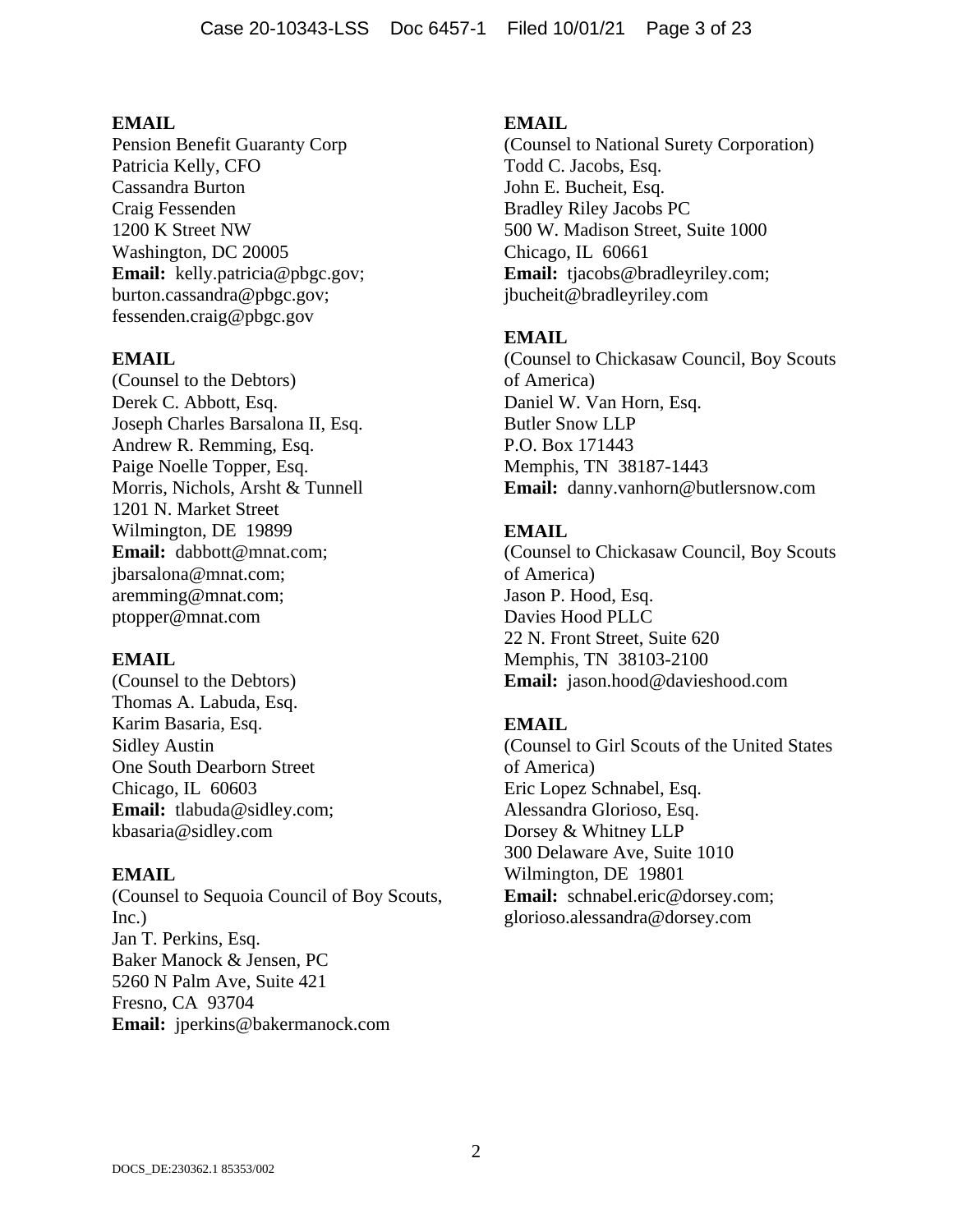**EMAIL**
Pension Benefit Guaranty Corp
Patricia Kelly, CFO
Cassandra Burton
Craig Fessenden
1200 K Street NW
Washington, DC 20005
**Email:** kelly.patricia@pbgc.gov; burton.cassandra@pbgc.gov; fessenden.craig@pbgc.gov

**EMAIL**
(Counsel to the Debtors)
Derek C. Abbott, Esq.
Joseph Charles Barsalona II, Esq.
Andrew R. Remming, Esq.
Paige Noelle Topper, Esq.
Morris, Nichols, Arsht & Tunnell
1201 N. Market Street
Wilmington, DE 19899
**Email:** dabbott@mnat.com; jbarsalona@mnat.com; aremming@mnat.com; ptopper@mnat.com

**EMAIL**
(Counsel to the Debtors)
Thomas A. Labuda, Esq.
Karim Basaria, Esq.
Sidley Austin
One South Dearborn Street
Chicago, IL 60603
**Email:** tlabuda@sidley.com; kbasaria@sidley.com

**EMAIL**
(Counsel to Sequoia Council of Boy Scouts, Inc.)
Jan T. Perkins, Esq.
Baker Manock & Jensen, PC
5260 N Palm Ave, Suite 421
Fresno, CA 93704
**Email:** jperkins@bakermanock.com

**EMAIL**
(Counsel to National Surety Corporation)
Todd C. Jacobs, Esq.
John E. Bucheit, Esq.
Bradley Riley Jacobs PC
500 W. Madison Street, Suite 1000
Chicago, IL 60661
**Email:** tjacobs@bradleyriley.com; jbucheit@bradleyriley.com

**EMAIL**
(Counsel to Chickasaw Council, Boy Scouts of America)
Daniel W. Van Horn, Esq.
Butler Snow LLP
P.O. Box 171443
Memphis, TN 38187-1443
**Email:** danny.vanhorn@butlersnow.com

**EMAIL**
(Counsel to Chickasaw Council, Boy Scouts of America)
Jason P. Hood, Esq.
Davies Hood PLLC
22 N. Front Street, Suite 620
Memphis, TN 38103-2100
**Email:** jason.hood@davieshood.com

**EMAIL**
(Counsel to Girl Scouts of the United States of America)
Eric Lopez Schnabel, Esq.
Alessandra Glorioso, Esq.
Dorsey & Whitney LLP
300 Delaware Ave, Suite 1010
Wilmington, DE 19801
**Email:** schnabel.eric@dorsey.com; glorioso.alessandra@dorsey.com

DOCS_DE:230362.1 85353/002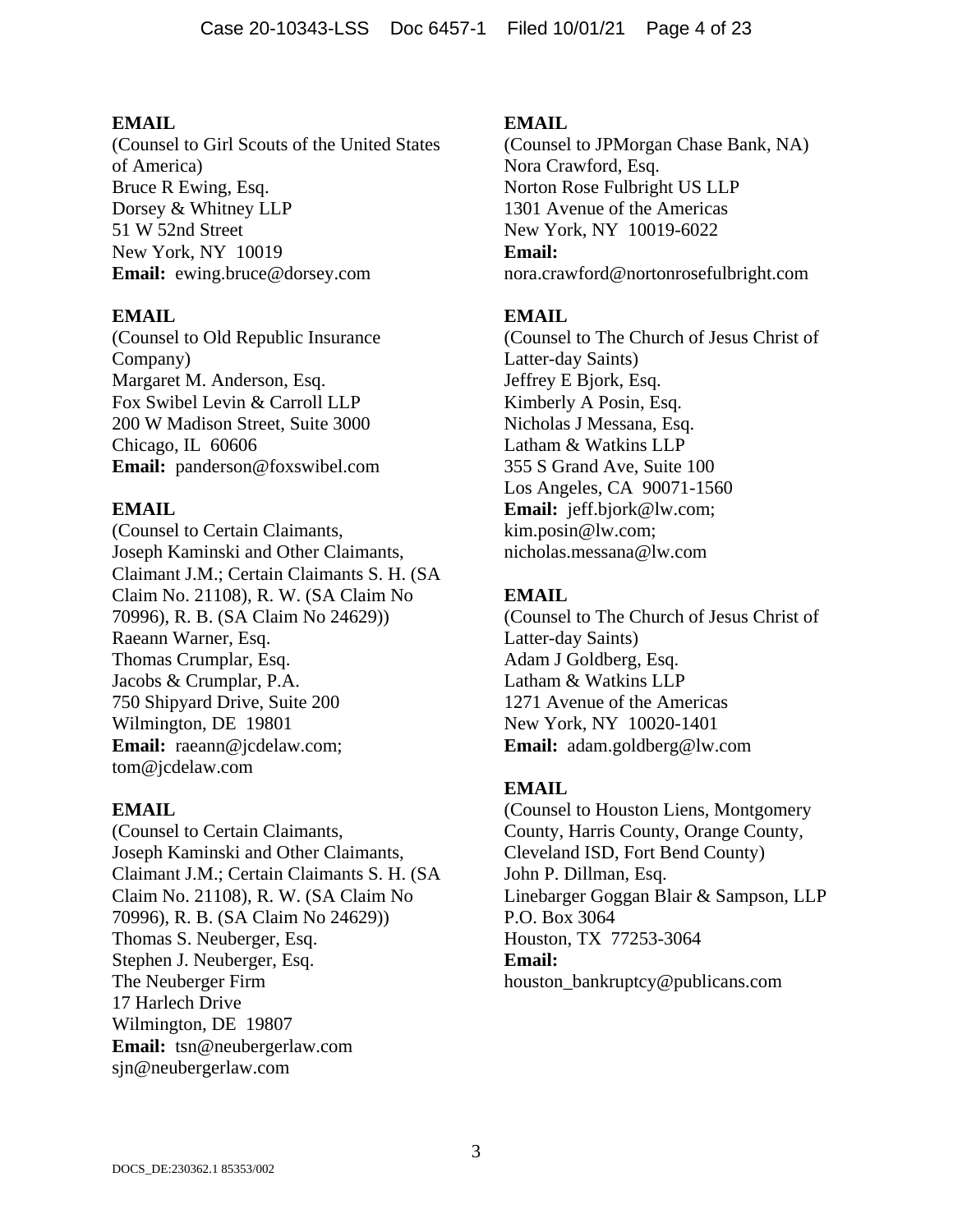**EMAIL**
(Counsel to Girl Scouts of the United States of America)
Bruce R Ewing, Esq.
Dorsey & Whitney LLP
51 W 52nd Street
New York, NY 10019
**Email:** ewing.bruce@dorsey.com

**EMAIL**
(Counsel to Old Republic Insurance Company)
Margaret M. Anderson, Esq.
Fox Swibel Levin & Carroll LLP
200 W Madison Street, Suite 3000
Chicago, IL 60606
**Email:** panderson@foxswibel.com

**EMAIL**
(Counsel to Certain Claimants, Joseph Kaminski and Other Claimants, Claimant J.M.; Certain Claimants S. H. (SA Claim No. 21108), R. W. (SA Claim No 70996), R. B. (SA Claim No 24629))
Raeann Warner, Esq.
Thomas Crumplar, Esq.
Jacobs & Crumplar, P.A.
750 Shipyard Drive, Suite 200
Wilmington, DE 19801
**Email:** raeann@jcdelaw.com; tom@jcdelaw.com

**EMAIL**
(Counsel to Certain Claimants, Joseph Kaminski and Other Claimants, Claimant J.M.; Certain Claimants S. H. (SA Claim No. 21108), R. W. (SA Claim No 70996), R. B. (SA Claim No 24629))
Thomas S. Neuberger, Esq.
Stephen J. Neuberger, Esq.
The Neuberger Firm
17 Harlech Drive
Wilmington, DE 19807
**Email:** tsn@neubergerlaw.com
sjn@neubergerlaw.com

**EMAIL**
(Counsel to JPMorgan Chase Bank, NA)
Nora Crawford, Esq.
Norton Rose Fulbright US LLP
1301 Avenue of the Americas
New York, NY 10019-6022
**Email:**
nora.crawford@nortonrosefulbright.com

**EMAIL**
(Counsel to The Church of Jesus Christ of Latter-day Saints)
Jeffrey E Bjork, Esq.
Kimberly A Posin, Esq.
Nicholas J Messana, Esq.
Latham & Watkins LLP
355 S Grand Ave, Suite 100
Los Angeles, CA 90071-1560
**Email:** jeff.bjork@lw.com; kim.posin@lw.com; nicholas.messana@lw.com

**EMAIL**
(Counsel to The Church of Jesus Christ of Latter-day Saints)
Adam J Goldberg, Esq.
Latham & Watkins LLP
1271 Avenue of the Americas
New York, NY 10020-1401
**Email:** adam.goldberg@lw.com

**EMAIL**
(Counsel to Houston Liens, Montgomery County, Harris County, Orange County, Cleveland ISD, Fort Bend County)
John P. Dillman, Esq.
Linebarger Goggan Blair & Sampson, LLP
P.O. Box 3064
Houston, TX 77253-3064
**Email:**
houston_bankruptcy@publicans.com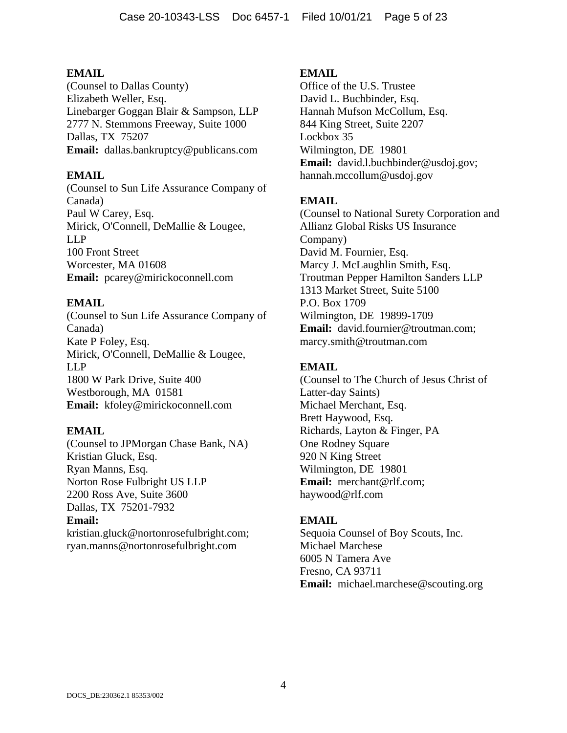**EMAIL**
(Counsel to Dallas County)
Elizabeth Weller, Esq.
Linebarger Goggan Blair & Sampson, LLP
2777 N. Stemmons Freeway, Suite 1000
Dallas, TX 75207
**Email:** dallas.bankruptcy@publicans.com

**EMAIL**
(Counsel to Sun Life Assurance Company of Canada)
Paul W Carey, Esq.
Mirick, O'Connell, DeMallie & Lougee, LLP
100 Front Street
Worcester, MA 01608
**Email:** pcarey@mirickoconnell.com

**EMAIL**
(Counsel to Sun Life Assurance Company of Canada)
Kate P Foley, Esq.
Mirick, O'Connell, DeMallie & Lougee, LLP
1800 W Park Drive, Suite 400
Westborough, MA 01581
**Email:** kfoley@mirickoconnell.com

**EMAIL**
(Counsel to JPMorgan Chase Bank, NA)
Kristian Gluck, Esq.
Ryan Manns, Esq.
Norton Rose Fulbright US LLP
2200 Ross Ave, Suite 3600
Dallas, TX 75201-7932
**Email:**
kristian.gluck@nortonrosefulbright.com;
ryan.manns@nortonrosefulbright.com

**EMAIL**
Office of the U.S. Trustee
David L. Buchbinder, Esq.
Hannah Mufson McCollum, Esq.
844 King Street, Suite 2207
Lockbox 35
Wilmington, DE 19801
**Email:** david.l.buchbinder@usdoj.gov;
hannah.mccollum@usdoj.gov

**EMAIL**
(Counsel to National Surety Corporation and Allianz Global Risks US Insurance Company)
David M. Fournier, Esq.
Marcy J. McLaughlin Smith, Esq.
Troutman Pepper Hamilton Sanders LLP
1313 Market Street, Suite 5100
P.O. Box 1709
Wilmington, DE 19899-1709
**Email:** david.fournier@troutman.com;
marcy.smith@troutman.com

**EMAIL**
(Counsel to The Church of Jesus Christ of Latter-day Saints)
Michael Merchant, Esq.
Brett Haywood, Esq.
Richards, Layton & Finger, PA
One Rodney Square
920 N King Street
Wilmington, DE 19801
**Email:** merchant@rlf.com;
haywood@rlf.com

**EMAIL**
Sequoia Counsel of Boy Scouts, Inc.
Michael Marchese
6005 N Tamera Ave
Fresno, CA 93711
**Email:** michael.marchese@scouting.org

DOCS_DE:230362.1 85353/002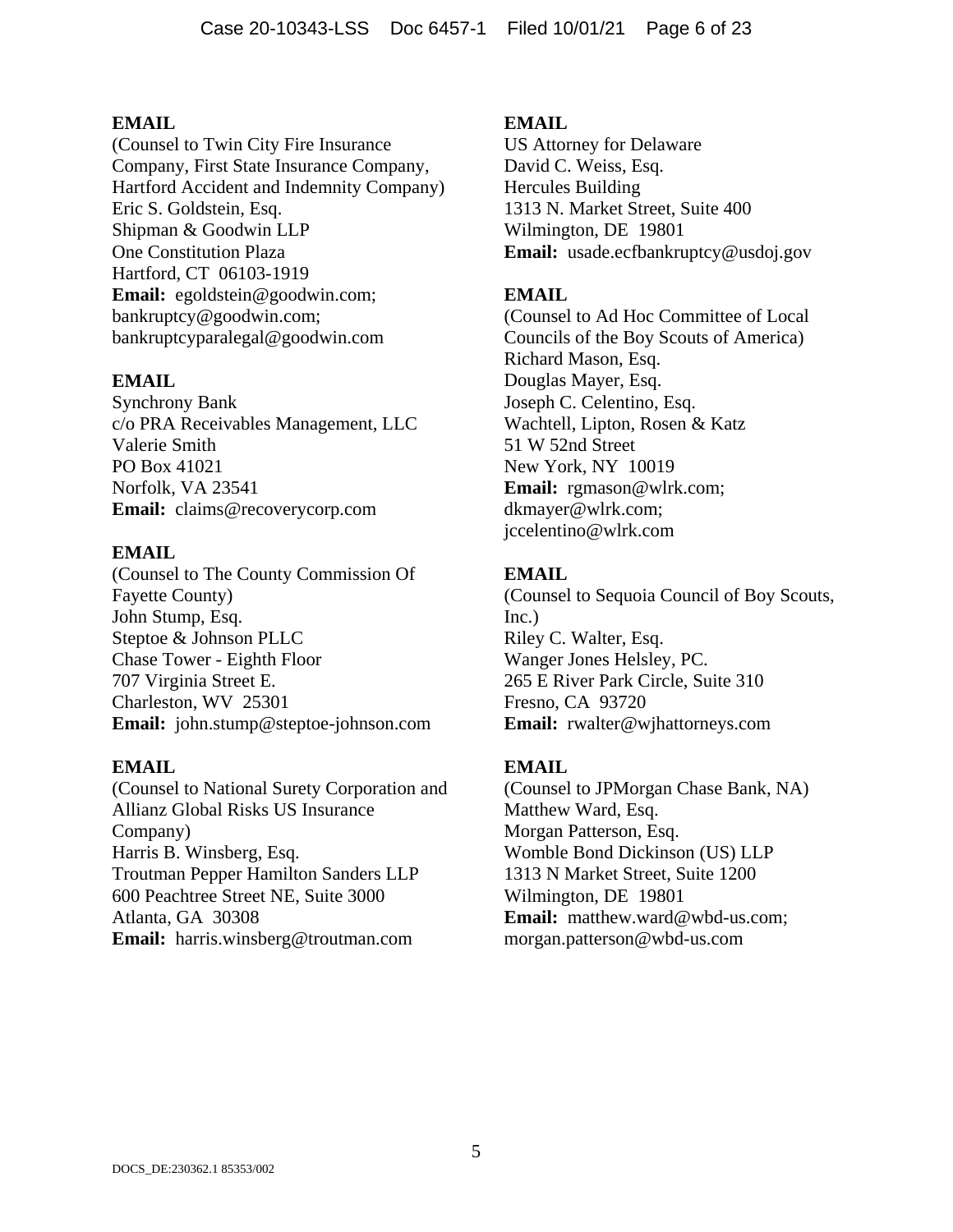**EMAIL**
(Counsel to Twin City Fire Insurance Company, First State Insurance Company, Hartford Accident and Indemnity Company)
Eric S. Goldstein, Esq.
Shipman & Goodwin LLP
One Constitution Plaza
Hartford, CT 06103-1919
**Email:** egoldstein@goodwin.com; bankruptcy@goodwin.com; bankruptcyparalegal@goodwin.com

**EMAIL**
Synchrony Bank
c/o PRA Receivables Management, LLC
Valerie Smith
PO Box 41021
Norfolk, VA 23541
**Email:** claims@recoverycorp.com

**EMAIL**
(Counsel to The County Commission Of Fayette County)
John Stump, Esq.
Steptoe & Johnson PLLC
Chase Tower - Eighth Floor
707 Virginia Street E.
Charleston, WV 25301
**Email:** john.stump@steptoe-johnson.com

**EMAIL**
(Counsel to National Surety Corporation and Allianz Global Risks US Insurance Company)
Harris B. Winsberg, Esq.
Troutman Pepper Hamilton Sanders LLP
600 Peachtree Street NE, Suite 3000
Atlanta, GA 30308
**Email:** harris.winsberg@troutman.com

**EMAIL**
US Attorney for Delaware
David C. Weiss, Esq.
Hercules Building
1313 N. Market Street, Suite 400
Wilmington, DE 19801
**Email:** usade.ecfbankruptcy@usdoj.gov

**EMAIL**
(Counsel to Ad Hoc Committee of Local Councils of the Boy Scouts of America)
Richard Mason, Esq.
Douglas Mayer, Esq.
Joseph C. Celentino, Esq.
Wachtell, Lipton, Rosen & Katz
51 W 52nd Street
New York, NY 10019
**Email:** rgmason@wlrk.com; dkmayer@wlrk.com; jccelentino@wlrk.com

**EMAIL**
(Counsel to Sequoia Council of Boy Scouts, Inc.)
Riley C. Walter, Esq.
Wanger Jones Helsley, PC.
265 E River Park Circle, Suite 310
Fresno, CA 93720
**Email:** rwalter@wjhattorneys.com

**EMAIL**
(Counsel to JPMorgan Chase Bank, NA)
Matthew Ward, Esq.
Morgan Patterson, Esq.
Womble Bond Dickinson (US) LLP
1313 N Market Street, Suite 1200
Wilmington, DE 19801
**Email:** matthew.ward@wbd-us.com; morgan.patterson@wbd-us.com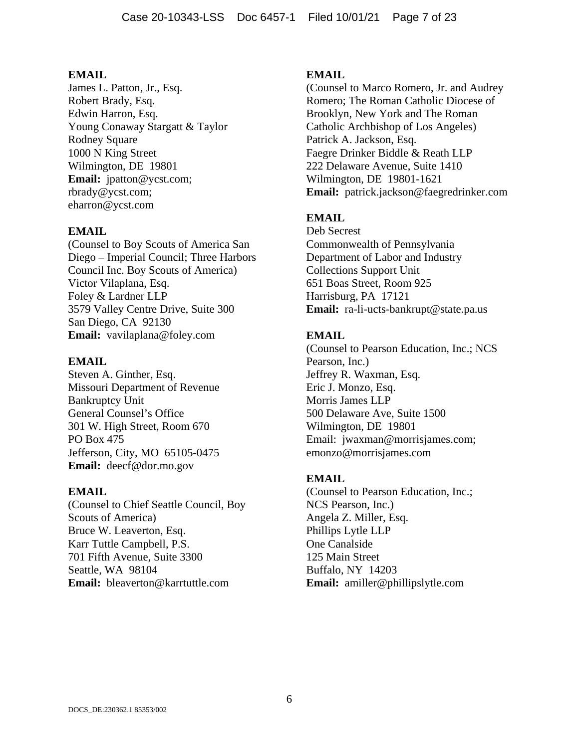**EMAIL**
James L. Patton, Jr., Esq.
Robert Brady, Esq.
Edwin Harron, Esq.
Young Conaway Stargatt & Taylor
Rodney Square
1000 N King Street
Wilmington, DE 19801
**Email:** jpatton@ycst.com; rbrady@ycst.com; eharron@ycst.com

**EMAIL**
(Counsel to Boy Scouts of America San Diego – Imperial Council; Three Harbors Council Inc. Boy Scouts of America)
Victor Vilaplana, Esq.
Foley & Lardner LLP
3579 Valley Centre Drive, Suite 300
San Diego, CA 92130
**Email:** vavilaplana@foley.com

**EMAIL**
Steven A. Ginther, Esq.
Missouri Department of Revenue
Bankruptcy Unit
General Counsel's Office
301 W. High Street, Room 670
PO Box 475
Jefferson, City, MO 65105-0475
**Email:** deecf@dor.mo.gov

**EMAIL**
(Counsel to Chief Seattle Council, Boy Scouts of America)
Bruce W. Leaverton, Esq.
Karr Tuttle Campbell, P.S.
701 Fifth Avenue, Suite 3300
Seattle, WA 98104
**Email:** bleaverton@karrtuttle.com

**EMAIL**
(Counsel to Marco Romero, Jr. and Audrey Romero; The Roman Catholic Diocese of Brooklyn, New York and The Roman Catholic Archbishop of Los Angeles)
Patrick A. Jackson, Esq.
Faegre Drinker Biddle & Reath LLP
222 Delaware Avenue, Suite 1410
Wilmington, DE 19801-1621
**Email:** patrick.jackson@faegredrinker.com

**EMAIL**
Deb Secrest
Commonwealth of Pennsylvania
Department of Labor and Industry
Collections Support Unit
651 Boas Street, Room 925
Harrisburg, PA 17121
**Email:** ra-li-ucts-bankrupt@state.pa.us

**EMAIL**
(Counsel to Pearson Education, Inc.; NCS Pearson, Inc.)
Jeffrey R. Waxman, Esq.
Eric J. Monzo, Esq.
Morris James LLP
500 Delaware Ave, Suite 1500
Wilmington, DE 19801
Email: jwaxman@morrisjames.com; emonzo@morrisjames.com

**EMAIL**
(Counsel to Pearson Education, Inc.; NCS Pearson, Inc.)
Angela Z. Miller, Esq.
Phillips Lytle LLP
One Canalside
125 Main Street
Buffalo, NY 14203
**Email:** amiller@phillipslytle.com

DOCS_DE:230362.1 85353/002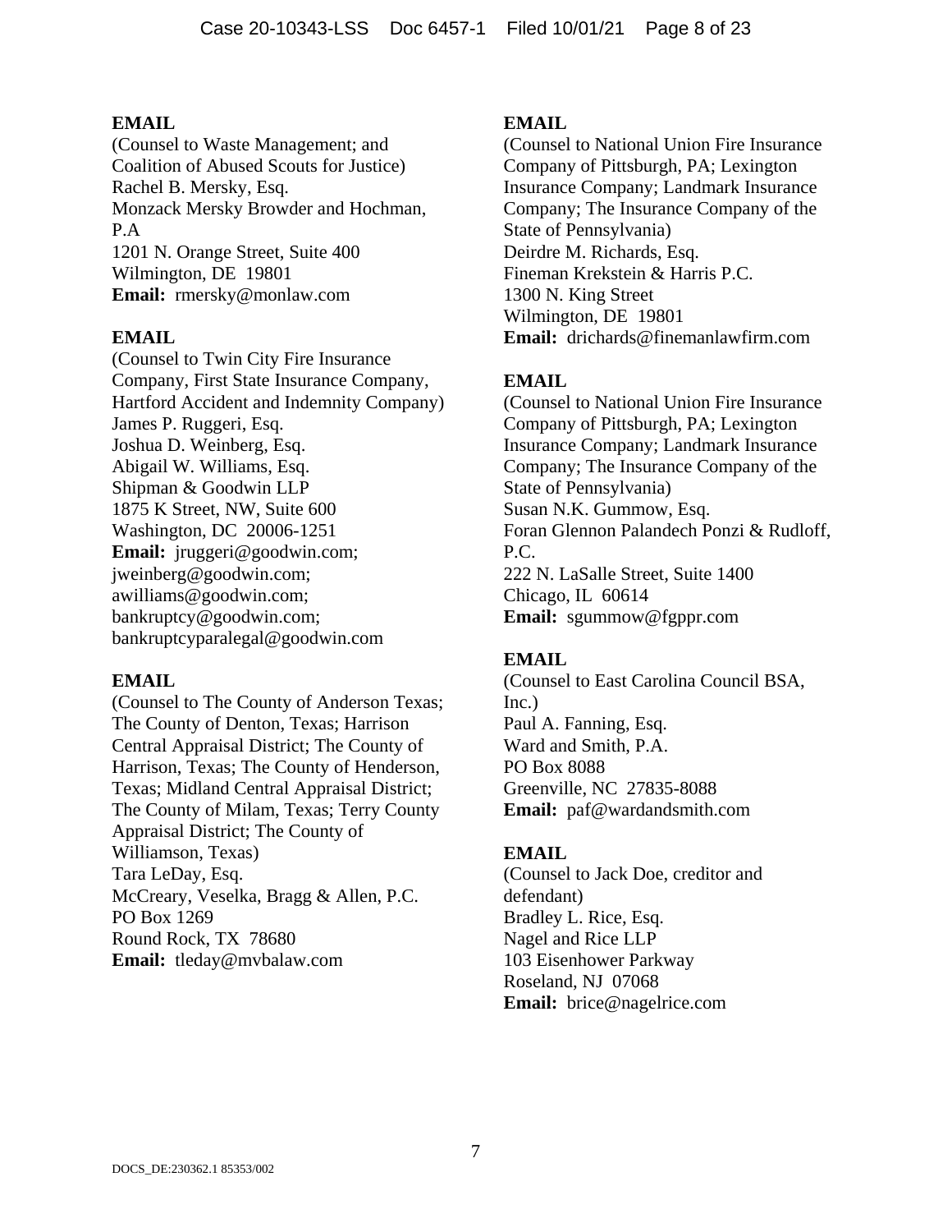**EMAIL**
(Counsel to Waste Management; and Coalition of Abused Scouts for Justice)
Rachel B. Mersky, Esq.
Monzack Mersky Browder and Hochman, P.A
1201 N. Orange Street, Suite 400
Wilmington, DE 19801
**Email:** rmersky@monlaw.com

**EMAIL**
(Counsel to Twin City Fire Insurance Company, First State Insurance Company, Hartford Accident and Indemnity Company)
James P. Ruggeri, Esq.
Joshua D. Weinberg, Esq.
Abigail W. Williams, Esq.
Shipman & Goodwin LLP
1875 K Street, NW, Suite 600
Washington, DC 20006-1251
**Email:** jruggeri@goodwin.com; jweinberg@goodwin.com; awilliams@goodwin.com; bankruptcy@goodwin.com; bankruptcyparalegal@goodwin.com

**EMAIL**
(Counsel to The County of Anderson Texas; The County of Denton, Texas; Harrison Central Appraisal District; The County of Harrison, Texas; The County of Henderson, Texas; Midland Central Appraisal District; The County of Milam, Texas; Terry County Appraisal District; The County of Williamson, Texas)
Tara LeDay, Esq.
McCreary, Veselka, Bragg & Allen, P.C.
PO Box 1269
Round Rock, TX 78680
**Email:** tleday@mvbalaw.com

**EMAIL**
(Counsel to National Union Fire Insurance Company of Pittsburgh, PA; Lexington Insurance Company; Landmark Insurance Company; The Insurance Company of the State of Pennsylvania)
Deirdre M. Richards, Esq.
Fineman Krekstein & Harris P.C.
1300 N. King Street
Wilmington, DE 19801
**Email:** drichards@finemanlawfirm.com

**EMAIL**
(Counsel to National Union Fire Insurance Company of Pittsburgh, PA; Lexington Insurance Company; Landmark Insurance Company; The Insurance Company of the State of Pennsylvania)
Susan N.K. Gummow, Esq.
Foran Glennon Palandech Ponzi & Rudloff, P.C.
222 N. LaSalle Street, Suite 1400
Chicago, IL 60614
**Email:** sgummow@fgppr.com

**EMAIL**
(Counsel to East Carolina Council BSA, Inc.)
Paul A. Fanning, Esq.
Ward and Smith, P.A.
PO Box 8088
Greenville, NC 27835-8088
**Email:** paf@wardandsmith.com

**EMAIL**
(Counsel to Jack Doe, creditor and defendant)
Bradley L. Rice, Esq.
Nagel and Rice LLP
103 Eisenhower Parkway
Roseland, NJ 07068
**Email:** brice@nagelrice.com

DOCS_DE:230362.1 85353/002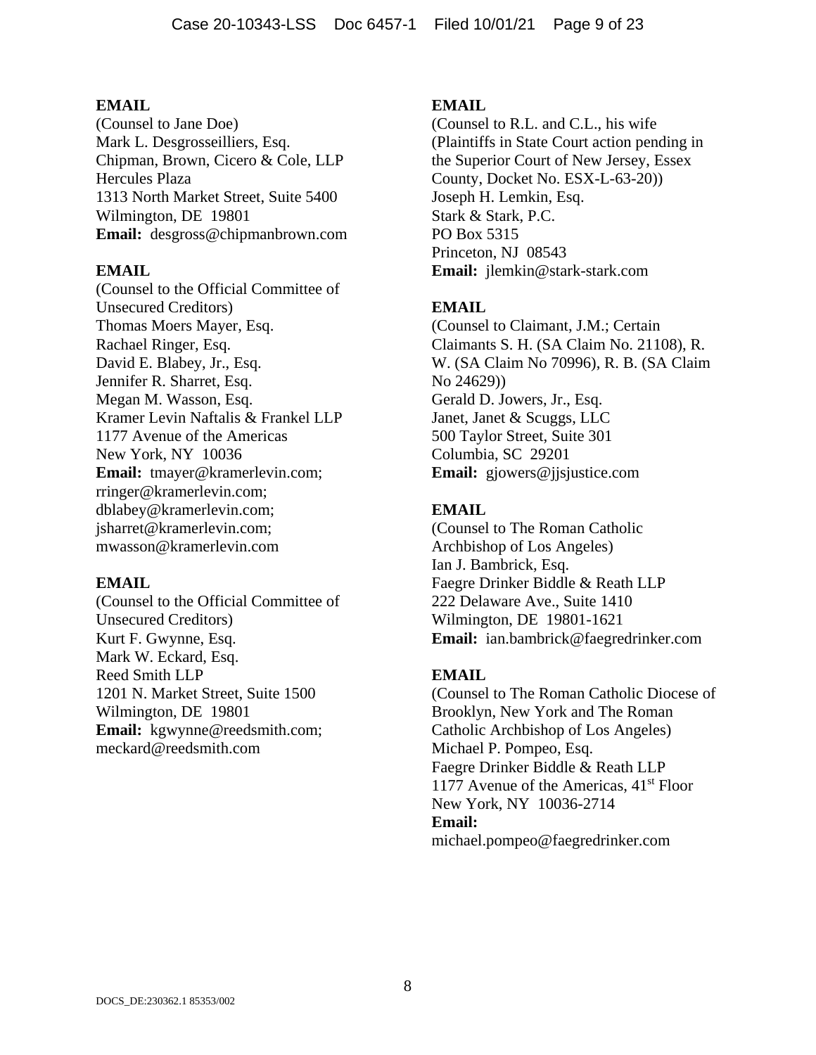**EMAIL**
(Counsel to Jane Doe)
Mark L. Desgrosseilliers, Esq.
Chipman, Brown, Cicero & Cole, LLP
Hercules Plaza
1313 North Market Street, Suite 5400
Wilmington, DE 19801
**Email:** desgross@chipmanbrown.com

**EMAIL**
(Counsel to the Official Committee of Unsecured Creditors)
Thomas Moers Mayer, Esq.
Rachael Ringer, Esq.
David E. Blabey, Jr., Esq.
Jennifer R. Sharret, Esq.
Megan M. Wasson, Esq.
Kramer Levin Naftalis & Frankel LLP
1177 Avenue of the Americas
New York, NY 10036
**Email:** tmayer@kramerlevin.com; rringer@kramerlevin.com; dblabey@kramerlevin.com; jsharret@kramerlevin.com; mwasson@kramerlevin.com

**EMAIL**
(Counsel to the Official Committee of Unsecured Creditors)
Kurt F. Gwynne, Esq.
Mark W. Eckard, Esq.
Reed Smith LLP
1201 N. Market Street, Suite 1500
Wilmington, DE 19801
**Email:** kgwynne@reedsmith.com; meckard@reedsmith.com

**EMAIL**
(Counsel to R.L. and C.L., his wife (Plaintiffs in State Court action pending in the Superior Court of New Jersey, Essex County, Docket No. ESX-L-63-20))
Joseph H. Lemkin, Esq.
Stark & Stark, P.C.
PO Box 5315
Princeton, NJ 08543
**Email:** jlemkin@stark-stark.com

**EMAIL**
(Counsel to Claimant, J.M.; Certain Claimants S. H. (SA Claim No. 21108), R. W. (SA Claim No 70996), R. B. (SA Claim No 24629))
Gerald D. Jowers, Jr., Esq.
Janet, Janet & Scuggs, LLC
500 Taylor Street, Suite 301
Columbia, SC 29201
**Email:** gjowers@jjsjustice.com

**EMAIL**
(Counsel to The Roman Catholic Archbishop of Los Angeles)
Ian J. Bambrick, Esq.
Faegre Drinker Biddle & Reath LLP
222 Delaware Ave., Suite 1410
Wilmington, DE 19801-1621
**Email:** ian.bambrick@faegredrinker.com

**EMAIL**
(Counsel to The Roman Catholic Diocese of Brooklyn, New York and The Roman Catholic Archbishop of Los Angeles)
Michael P. Pompeo, Esq.
Faegre Drinker Biddle & Reath LLP
1177 Avenue of the Americas, 41st Floor
New York, NY 10036-2714
**Email:**
michael.pompeo@faegredrinker.com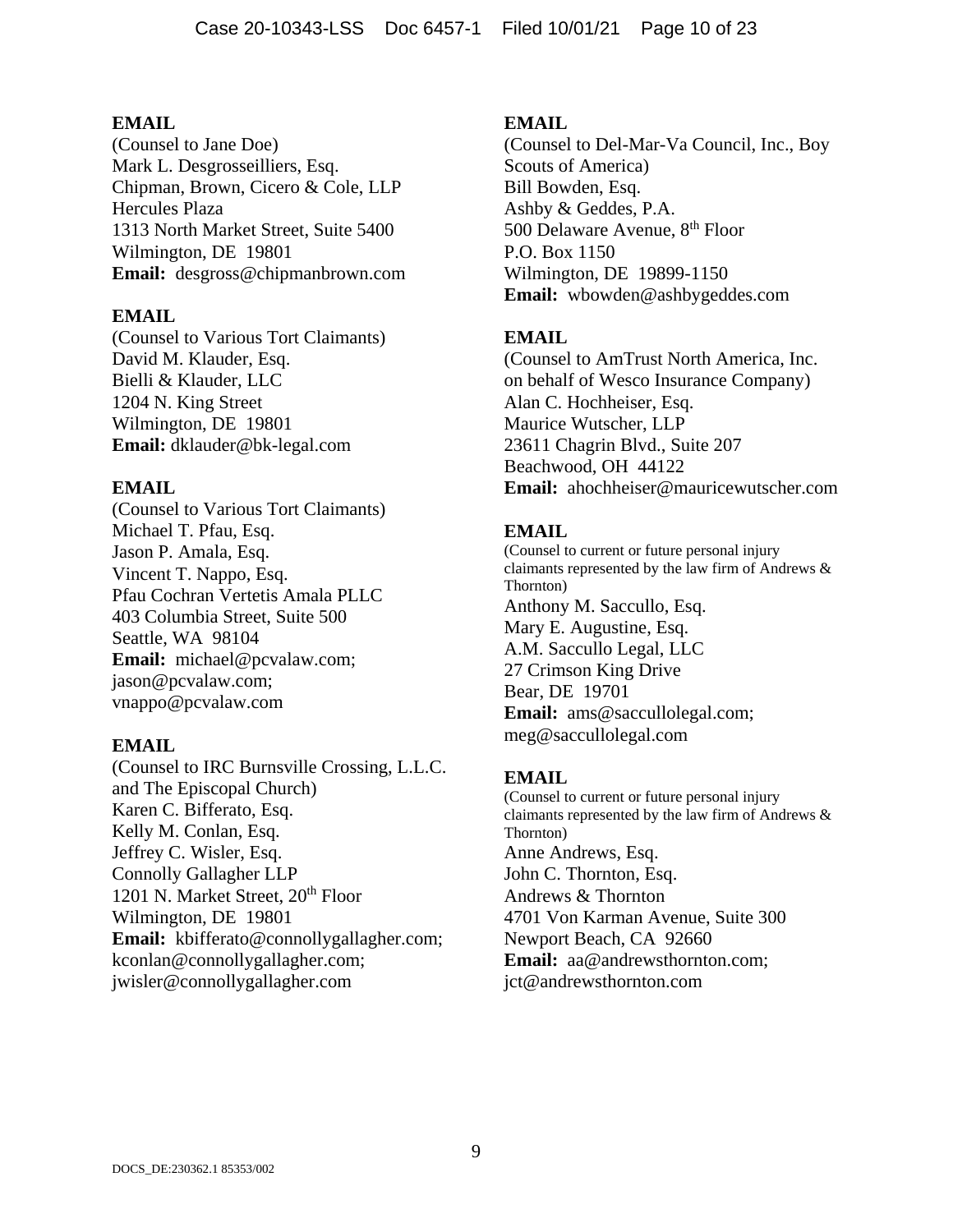**EMAIL**
(Counsel to Jane Doe)
Mark L. Desgrosseilliers, Esq.
Chipman, Brown, Cicero & Cole, LLP
Hercules Plaza
1313 North Market Street, Suite 5400
Wilmington, DE 19801
**Email:** desgross@chipmanbrown.com

**EMAIL**
(Counsel to Various Tort Claimants)
David M. Klauder, Esq.
Bielli & Klauder, LLC
1204 N. King Street
Wilmington, DE 19801
**Email:** dklauder@bk-legal.com

**EMAIL**
(Counsel to Various Tort Claimants)
Michael T. Pfau, Esq.
Jason P. Amala, Esq.
Vincent T. Nappo, Esq.
Pfau Cochran Vertetis Amala PLLC
403 Columbia Street, Suite 500
Seattle, WA 98104
**Email:** michael@pcvalaw.com; jason@pcvalaw.com; vnappo@pcvalaw.com

**EMAIL**
(Counsel to IRC Burnsville Crossing, L.L.C. and The Episcopal Church)
Karen C. Bifferato, Esq.
Kelly M. Conlan, Esq.
Jeffrey C. Wisler, Esq.
Connolly Gallagher LLP
1201 N. Market Street, 20th Floor
Wilmington, DE 19801
**Email:** kbifferato@connollygallagher.com; kconlan@connollygallagher.com; jwisler@connollygallagher.com

**EMAIL**
(Counsel to Del-Mar-Va Council, Inc., Boy Scouts of America)
Bill Bowden, Esq.
Ashby & Geddes, P.A.
500 Delaware Avenue, 8th Floor
P.O. Box 1150
Wilmington, DE 19899-1150
**Email:** wbowden@ashbygeddes.com

**EMAIL**
(Counsel to AmTrust North America, Inc. on behalf of Wesco Insurance Company)
Alan C. Hochheiser, Esq.
Maurice Wutscher, LLP
23611 Chagrin Blvd., Suite 207
Beachwood, OH 44122
**Email:** ahochheiser@mauricewutscher.com

**EMAIL**
(Counsel to current or future personal injury claimants represented by the law firm of Andrews & Thornton)
Anthony M. Saccullo, Esq.
Mary E. Augustine, Esq.
A.M. Saccullo Legal, LLC
27 Crimson King Drive
Bear, DE 19701
**Email:** ams@saccullolegal.com; meg@saccullolegal.com

**EMAIL**
(Counsel to current or future personal injury claimants represented by the law firm of Andrews & Thornton)
Anne Andrews, Esq.
John C. Thornton, Esq.
Andrews & Thornton
4701 Von Karman Avenue, Suite 300
Newport Beach, CA 92660
**Email:** aa@andrewsthornton.com; jct@andrewsthornton.com

DOCS_DE:230362.1 85353/002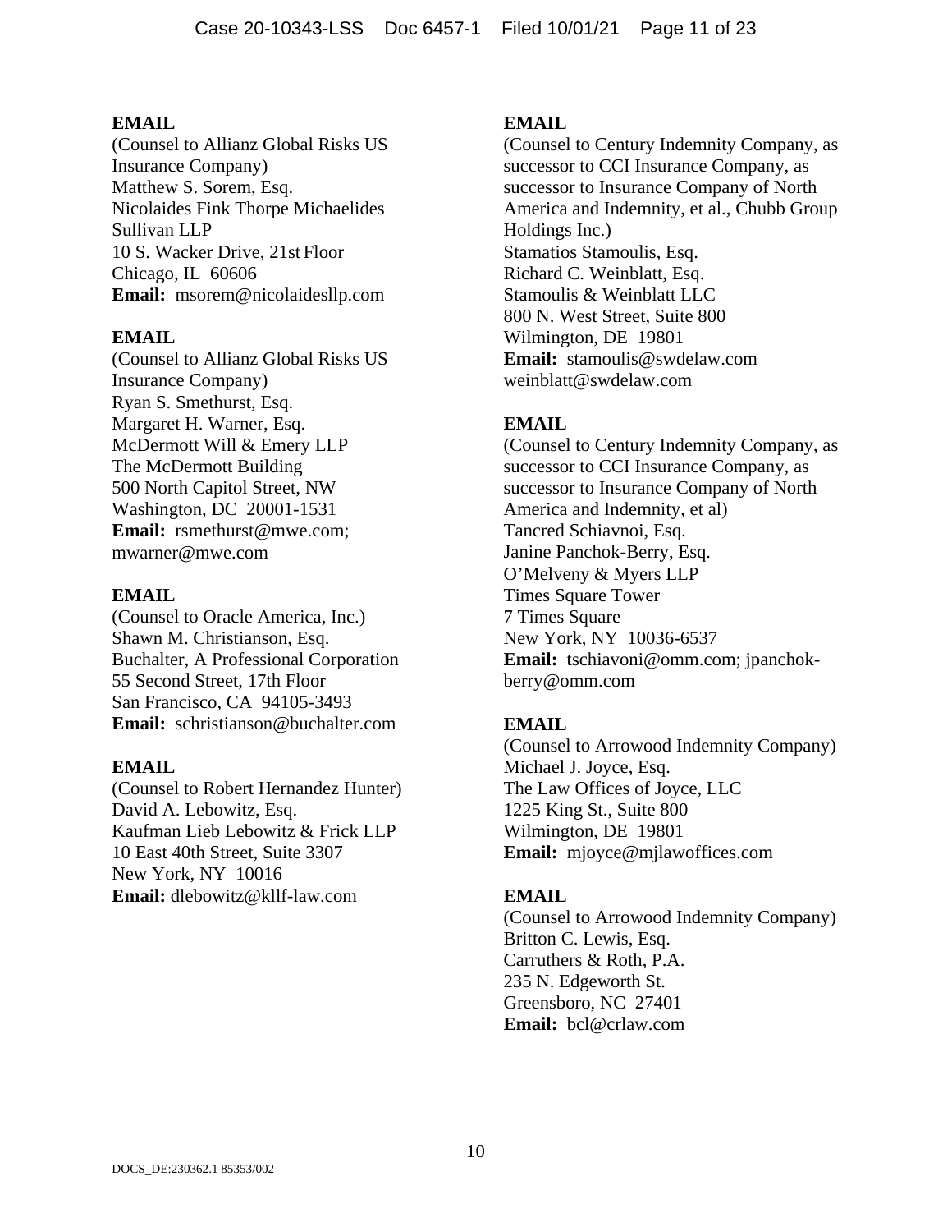**EMAIL**
(Counsel to Allianz Global Risks US Insurance Company)
Matthew S. Sorem, Esq.
Nicolaides Fink Thorpe Michaelides Sullivan LLP
10 S. Wacker Drive, 21st Floor
Chicago, IL 60606
**Email:** msorem@nicolaidesllp.com

**EMAIL**
(Counsel to Allianz Global Risks US Insurance Company)
Ryan S. Smethurst, Esq.
Margaret H. Warner, Esq.
McDermott Will & Emery LLP
The McDermott Building
500 North Capitol Street, NW
Washington, DC 20001-1531
**Email:** rsmethurst@mwe.com; mwarner@mwe.com

**EMAIL**
(Counsel to Oracle America, Inc.)
Shawn M. Christianson, Esq.
Buchalter, A Professional Corporation
55 Second Street, 17th Floor
San Francisco, CA 94105-3493
**Email:** schristianson@buchalter.com

**EMAIL**
(Counsel to Robert Hernandez Hunter)
David A. Lebowitz, Esq.
Kaufman Lieb Lebowitz & Frick LLP
10 East 40th Street, Suite 3307
New York, NY 10016
**Email:** dlebowitz@kllf-law.com

**EMAIL**
(Counsel to Century Indemnity Company, as successor to CCI Insurance Company, as successor to Insurance Company of North America and Indemnity, et al., Chubb Group Holdings Inc.)
Stamatios Stamoulis, Esq.
Richard C. Weinblatt, Esq.
Stamoulis & Weinblatt LLC
800 N. West Street, Suite 800
Wilmington, DE 19801
**Email:** stamoulis@swdelaw.com
weinblatt@swdelaw.com

**EMAIL**
(Counsel to Century Indemnity Company, as successor to CCI Insurance Company, as successor to Insurance Company of North America and Indemnity, et al)
Tancred Schiavnoi, Esq.
Janine Panchok-Berry, Esq.
O'Melveny & Myers LLP
Times Square Tower
7 Times Square
New York, NY 10036-6537
**Email:** tschiavoni@omm.com; jpanchok-berry@omm.com

**EMAIL**
(Counsel to Arrowood Indemnity Company)
Michael J. Joyce, Esq.
The Law Offices of Joyce, LLC
1225 King St., Suite 800
Wilmington, DE 19801
**Email:** mjoyce@mjlawoffices.com

**EMAIL**
(Counsel to Arrowood Indemnity Company)
Britton C. Lewis, Esq.
Carruthers & Roth, P.A.
235 N. Edgeworth St.
Greensboro, NC 27401
**Email:** bcl@crlaw.com

DOCS_DE:230362.1 85353/002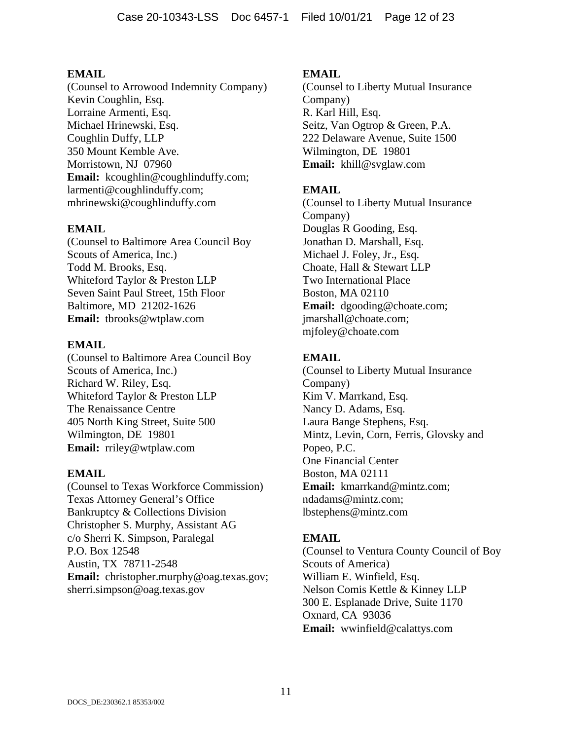**EMAIL**
(Counsel to Arrowood Indemnity Company)
Kevin Coughlin, Esq.
Lorraine Armenti, Esq.
Michael Hrinewski, Esq.
Coughlin Duffy, LLP
350 Mount Kemble Ave.
Morristown, NJ 07960
**Email:** kcoughlin@coughlinduffy.com; larmenti@coughlinduffy.com; mhrinewski@coughlinduffy.com

**EMAIL**
(Counsel to Baltimore Area Council Boy Scouts of America, Inc.)
Todd M. Brooks, Esq.
Whiteford Taylor & Preston LLP
Seven Saint Paul Street, 15th Floor
Baltimore, MD 21202-1626
**Email:** tbrooks@wtplaw.com

**EMAIL**
(Counsel to Baltimore Area Council Boy Scouts of America, Inc.)
Richard W. Riley, Esq.
Whiteford Taylor & Preston LLP
The Renaissance Centre
405 North King Street, Suite 500
Wilmington, DE 19801
**Email:** rriley@wtplaw.com

**EMAIL**
(Counsel to Texas Workforce Commission)
Texas Attorney General's Office
Bankruptcy & Collections Division
Christopher S. Murphy, Assistant AG
c/o Sherri K. Simpson, Paralegal
P.O. Box 12548
Austin, TX 78711-2548
**Email:** christopher.murphy@oag.texas.gov; sherri.simpson@oag.texas.gov

**EMAIL**
(Counsel to Liberty Mutual Insurance Company)
R. Karl Hill, Esq.
Seitz, Van Ogtrop & Green, P.A.
222 Delaware Avenue, Suite 1500
Wilmington, DE 19801
**Email:** khill@svglaw.com

**EMAIL**
(Counsel to Liberty Mutual Insurance Company)
Douglas R Gooding, Esq.
Jonathan D. Marshall, Esq.
Michael J. Foley, Jr., Esq.
Choate, Hall & Stewart LLP
Two International Place
Boston, MA 02110
**Email:** dgooding@choate.com; jmarshall@choate.com; mjfoley@choate.com

**EMAIL**
(Counsel to Liberty Mutual Insurance Company)
Kim V. Marrkand, Esq.
Nancy D. Adams, Esq.
Laura Bange Stephens, Esq.
Mintz, Levin, Corn, Ferris, Glovsky and Popeo, P.C.
One Financial Center
Boston, MA 02111
**Email:** kmarrkand@mintz.com; ndadams@mintz.com; lbstephens@mintz.com

**EMAIL**
(Counsel to Ventura County Council of Boy Scouts of America)
William E. Winfield, Esq.
Nelson Comis Kettle & Kinney LLP
300 E. Esplanade Drive, Suite 1170
Oxnard, CA 93036
**Email:** wwinfield@calattys.com

DOCS_DE:230362.1 85353/002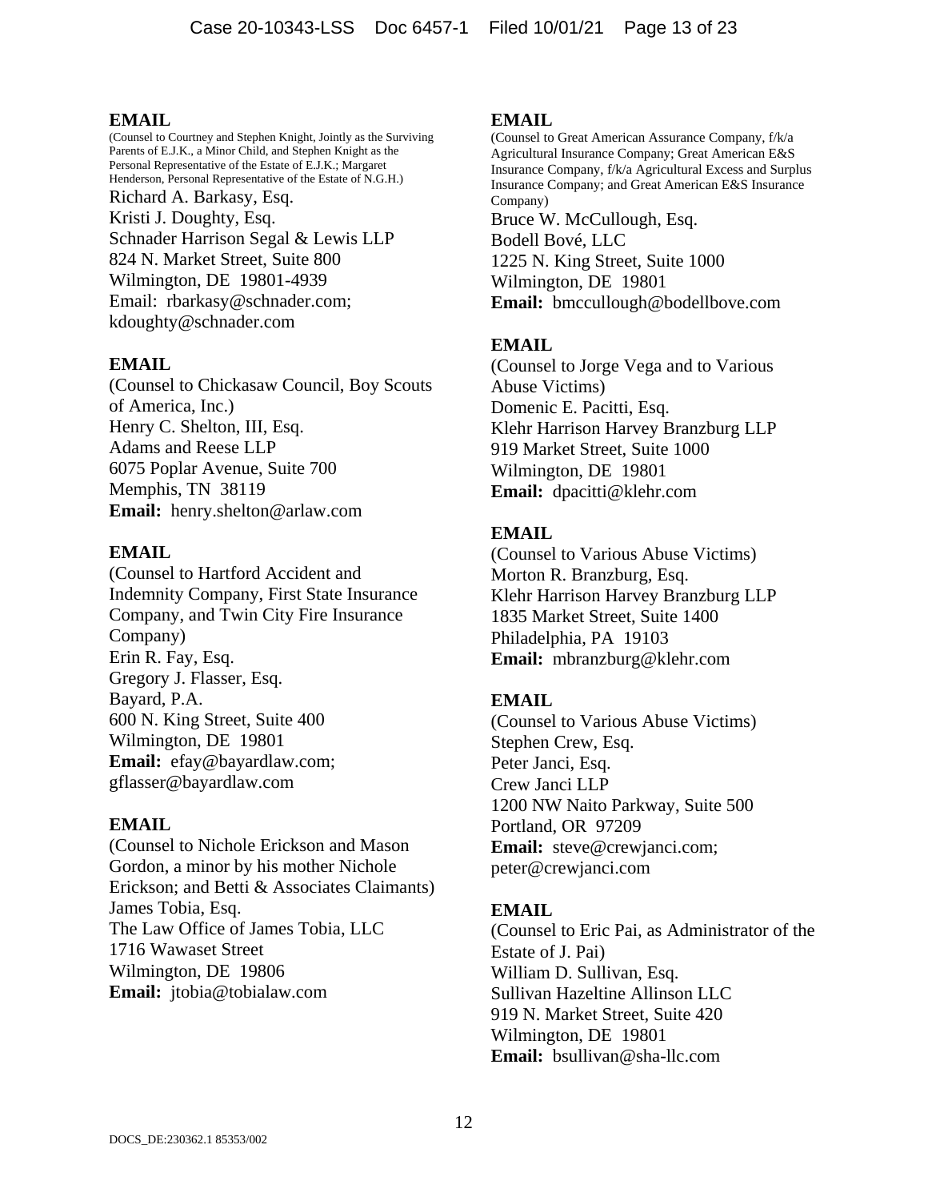**EMAIL**

(Counsel to Courtney and Stephen Knight, Jointly as the Surviving Parents of E.J.K., a Minor Child, and Stephen Knight as the Personal Representative of the Estate of E.J.K.; Margaret Henderson, Personal Representative of the Estate of N.G.H.)

Richard A. Barkasy, Esq.
Kristi J. Doughty, Esq.
Schnader Harrison Segal & Lewis LLP
824 N. Market Street, Suite 800
Wilmington, DE 19801-4939
Email: rbarkasy@schnader.com; kdoughty@schnader.com

**EMAIL**

(Counsel to Chickasaw Council, Boy Scouts of America, Inc.)
Henry C. Shelton, III, Esq.
Adams and Reese LLP
6075 Poplar Avenue, Suite 700
Memphis, TN 38119
**Email:** henry.shelton@arlaw.com

**EMAIL**

(Counsel to Hartford Accident and Indemnity Company, First State Insurance Company, and Twin City Fire Insurance Company)
Erin R. Fay, Esq.
Gregory J. Flasser, Esq.
Bayard, P.A.
600 N. King Street, Suite 400
Wilmington, DE 19801
**Email:** efay@bayardlaw.com; gflasser@bayardlaw.com

**EMAIL**

(Counsel to Nichole Erickson and Mason Gordon, a minor by his mother Nichole Erickson; and Betti & Associates Claimants)
James Tobia, Esq.
The Law Office of James Tobia, LLC
1716 Wawaset Street
Wilmington, DE 19806
**Email:** jtobia@tobialaw.com

**EMAIL**

(Counsel to Great American Assurance Company, f/k/a Agricultural Insurance Company; Great American E&S Insurance Company, f/k/a Agricultural Excess and Surplus Insurance Company; and Great American E&S Insurance Company)

Bruce W. McCullough, Esq.
Bodell Bové, LLC
1225 N. King Street, Suite 1000
Wilmington, DE 19801
**Email:** bmccullough@bodellbove.com

**EMAIL**

(Counsel to Jorge Vega and to Various Abuse Victims)
Domenic E. Pacitti, Esq.
Klehr Harrison Harvey Branzburg LLP
919 Market Street, Suite 1000
Wilmington, DE 19801
**Email:** dpacitti@klehr.com

**EMAIL**

(Counsel to Various Abuse Victims)
Morton R. Branzburg, Esq.
Klehr Harrison Harvey Branzburg LLP
1835 Market Street, Suite 1400
Philadelphia, PA 19103
**Email:** mbranzburg@klehr.com

**EMAIL**

(Counsel to Various Abuse Victims)
Stephen Crew, Esq.
Peter Janci, Esq.
Crew Janci LLP
1200 NW Naito Parkway, Suite 500
Portland, OR 97209
**Email:** steve@crewjanci.com; peter@crewjanci.com

**EMAIL**

(Counsel to Eric Pai, as Administrator of the Estate of J. Pai)
William D. Sullivan, Esq.
Sullivan Hazeltine Allinson LLC
919 N. Market Street, Suite 420
Wilmington, DE 19801
**Email:** bsullivan@sha-llc.com

DOCS_DE:230362.1 85353/002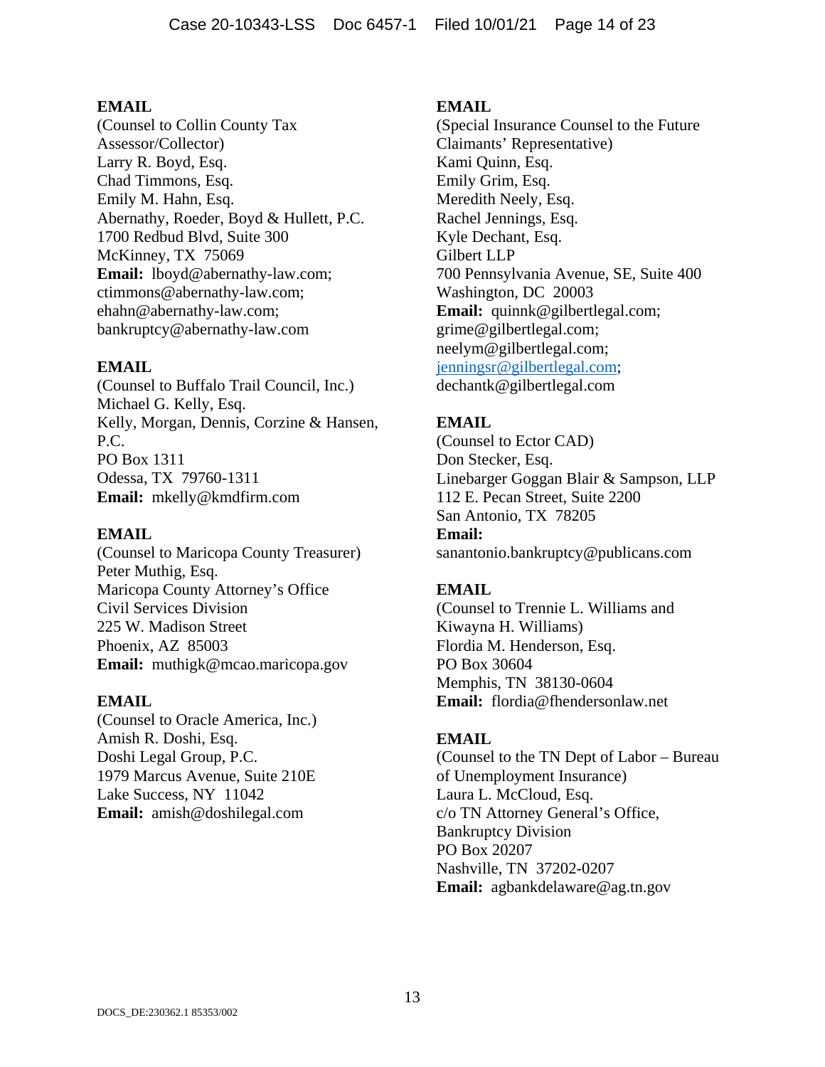**EMAIL**
(Counsel to Collin County Tax Assessor/Collector)
Larry R. Boyd, Esq.
Chad Timmons, Esq.
Emily M. Hahn, Esq.
Abernathy, Roeder, Boyd & Hullett, P.C.
1700 Redbud Blvd, Suite 300
McKinney, TX 75069
**Email:** lboyd@abernathy-law.com; ctimmons@abernathy-law.com; ehahn@abernathy-law.com; bankruptcy@abernathy-law.com

**EMAIL**
(Counsel to Buffalo Trail Council, Inc.)
Michael G. Kelly, Esq.
Kelly, Morgan, Dennis, Corzine & Hansen, P.C.
PO Box 1311
Odessa, TX 79760-1311
**Email:** mkelly@kmdfirm.com

**EMAIL**
(Counsel to Maricopa County Treasurer)
Peter Muthig, Esq.
Maricopa County Attorney's Office
Civil Services Division
225 W. Madison Street
Phoenix, AZ 85003
**Email:** muthigk@mcao.maricopa.gov

**EMAIL**
(Counsel to Oracle America, Inc.)
Amish R. Doshi, Esq.
Doshi Legal Group, P.C.
1979 Marcus Avenue, Suite 210E
Lake Success, NY 11042
**Email:** amish@doshilegal.com

**EMAIL**
(Special Insurance Counsel to the Future Claimants' Representative)
Kami Quinn, Esq.
Emily Grim, Esq.
Meredith Neely, Esq.
Rachel Jennings, Esq.
Kyle Dechant, Esq.
Gilbert LLP
700 Pennsylvania Avenue, SE, Suite 400
Washington, DC 20003
**Email:** quinnk@gilbertlegal.com; grime@gilbertlegal.com; neelym@gilbertlegal.com; jenningsr@gilbertlegal.com; dechantk@gilbertlegal.com

**EMAIL**
(Counsel to Ector CAD)
Don Stecker, Esq.
Linebarger Goggan Blair & Sampson, LLP
112 E. Pecan Street, Suite 2200
San Antonio, TX 78205
**Email:**
sanantonio.bankruptcy@publicans.com

**EMAIL**
(Counsel to Trennie L. Williams and Kiwayna H. Williams)
Flordia M. Henderson, Esq.
PO Box 30604
Memphis, TN 38130-0604
**Email:** flordia@fhendersonlaw.net

**EMAIL**
(Counsel to the TN Dept of Labor – Bureau of Unemployment Insurance)
Laura L. McCloud, Esq.
c/o TN Attorney General's Office, Bankruptcy Division
PO Box 20207
Nashville, TN 37202-0207
**Email:** agbankdelaware@ag.tn.gov

DOCS_DE:230362.1 85353/002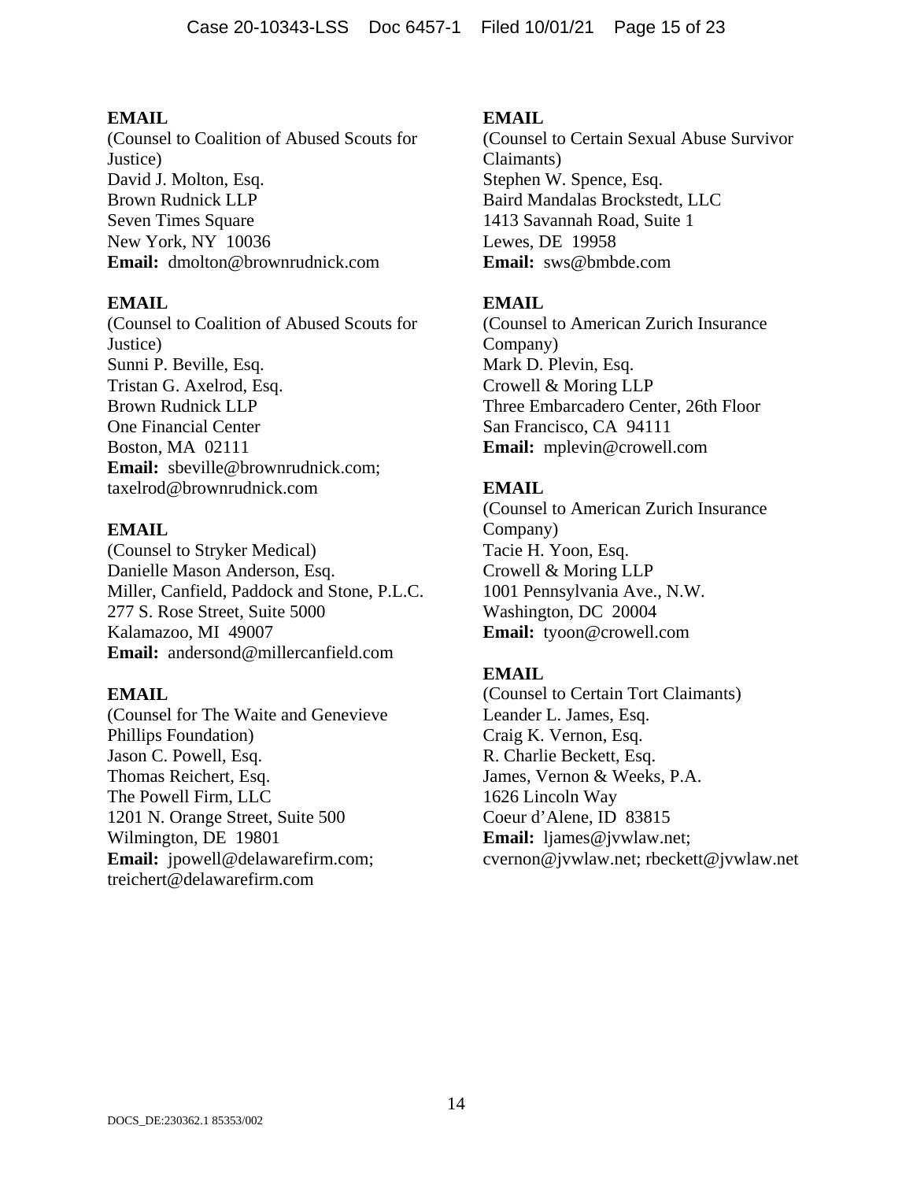**EMAIL**
(Counsel to Coalition of Abused Scouts for Justice)
David J. Molton, Esq.
Brown Rudnick LLP
Seven Times Square
New York, NY 10036
**Email:** dmolton@brownrudnick.com

**EMAIL**
(Counsel to Coalition of Abused Scouts for Justice)
Sunni P. Beville, Esq.
Tristan G. Axelrod, Esq.
Brown Rudnick LLP
One Financial Center
Boston, MA 02111
**Email:** sbeville@brownrudnick.com; taxelrod@brownrudnick.com

**EMAIL**
(Counsel to Stryker Medical)
Danielle Mason Anderson, Esq.
Miller, Canfield, Paddock and Stone, P.L.C.
277 S. Rose Street, Suite 5000
Kalamazoo, MI 49007
**Email:** andersond@millercanfield.com

**EMAIL**
(Counsel for The Waite and Genevieve Phillips Foundation)
Jason C. Powell, Esq.
Thomas Reichert, Esq.
The Powell Firm, LLC
1201 N. Orange Street, Suite 500
Wilmington, DE 19801
**Email:** jpowell@delawarefirm.com; treichert@delawarefirm.com

**EMAIL**
(Counsel to Certain Sexual Abuse Survivor Claimants)
Stephen W. Spence, Esq.
Baird Mandalas Brockstedt, LLC
1413 Savannah Road, Suite 1
Lewes, DE 19958
**Email:** sws@bmbde.com

**EMAIL**
(Counsel to American Zurich Insurance Company)
Mark D. Plevin, Esq.
Crowell & Moring LLP
Three Embarcadero Center, 26th Floor
San Francisco, CA 94111
**Email:** mplevin@crowell.com

**EMAIL**
(Counsel to American Zurich Insurance Company)
Tacie H. Yoon, Esq.
Crowell & Moring LLP
1001 Pennsylvania Ave., N.W.
Washington, DC 20004
**Email:** tyoon@crowell.com

**EMAIL**
(Counsel to Certain Tort Claimants)
Leander L. James, Esq.
Craig K. Vernon, Esq.
R. Charlie Beckett, Esq.
James, Vernon & Weeks, P.A.
1626 Lincoln Way
Coeur d'Alene, ID 83815
**Email:** ljames@jvwlaw.net; cvernon@jvwlaw.net; rbeckett@jvwlaw.net

DOCS_DE:230362.1 85353/002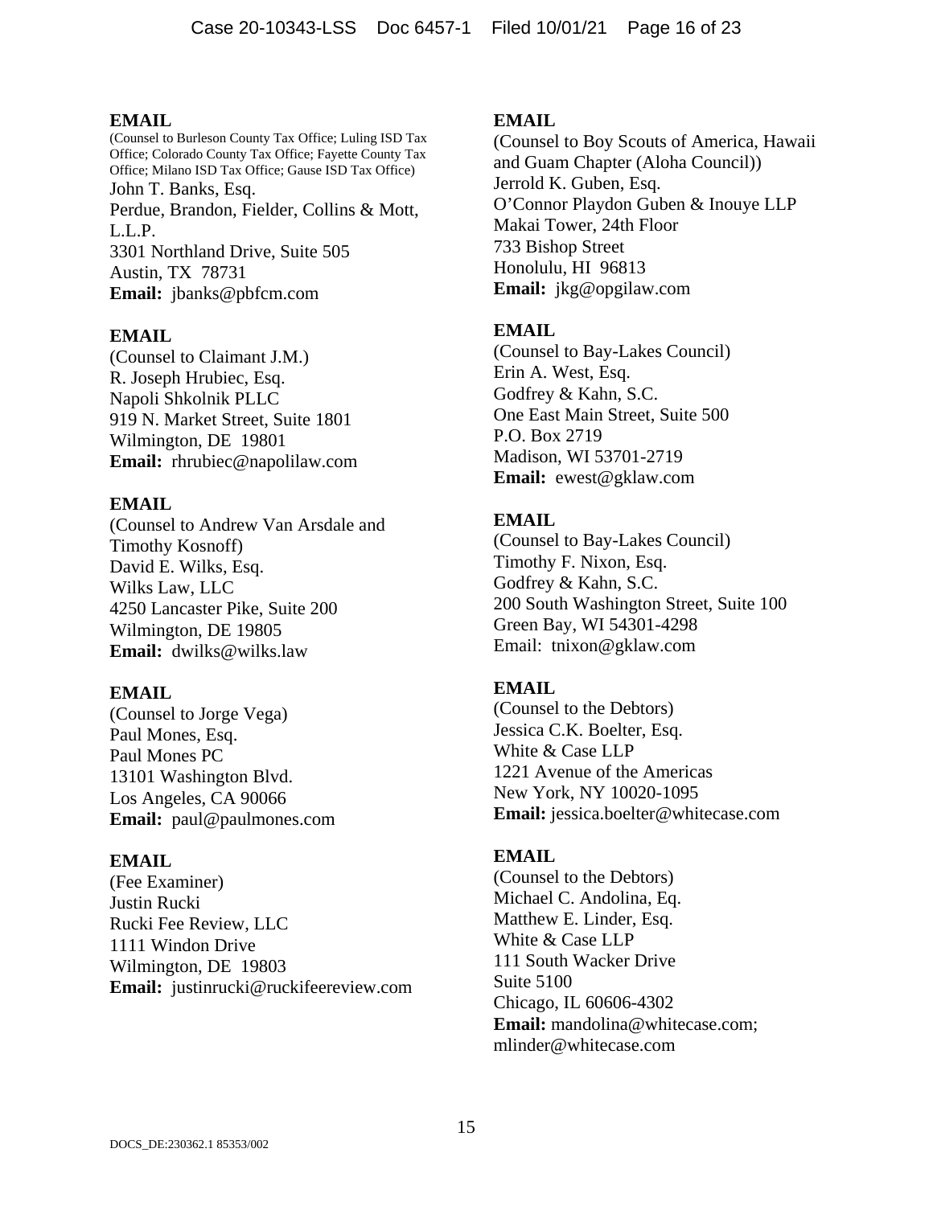**EMAIL**
(Counsel to Burleson County Tax Office; Luling ISD Tax Office; Colorado County Tax Office; Fayette County Tax Office; Milano ISD Tax Office; Gause ISD Tax Office)
John T. Banks, Esq.
Perdue, Brandon, Fielder, Collins & Mott, L.L.P.
3301 Northland Drive, Suite 505
Austin, TX 78731
**Email:** jbanks@pbfcm.com

**EMAIL**
(Counsel to Claimant J.M.)
R. Joseph Hrubiec, Esq.
Napoli Shkolnik PLLC
919 N. Market Street, Suite 1801
Wilmington, DE 19801
**Email:** rhrubiec@napolilaw.com

**EMAIL**
(Counsel to Andrew Van Arsdale and Timothy Kosnoff)
David E. Wilks, Esq.
Wilks Law, LLC
4250 Lancaster Pike, Suite 200
Wilmington, DE 19805
**Email:** dwilks@wilks.law

**EMAIL**
(Counsel to Jorge Vega)
Paul Mones, Esq.
Paul Mones PC
13101 Washington Blvd.
Los Angeles, CA 90066
**Email:** paul@paulmones.com

**EMAIL**
(Fee Examiner)
Justin Rucki
Rucki Fee Review, LLC
1111 Windon Drive
Wilmington, DE 19803
**Email:** justinrucki@ruckifeereview.com

**EMAIL**
(Counsel to Boy Scouts of America, Hawaii and Guam Chapter (Aloha Council))
Jerrold K. Guben, Esq.
O'Connor Playdon Guben & Inouye LLP
Makai Tower, 24th Floor
733 Bishop Street
Honolulu, HI 96813
**Email:** jkg@opgilaw.com

**EMAIL**
(Counsel to Bay-Lakes Council)
Erin A. West, Esq.
Godfrey & Kahn, S.C.
One East Main Street, Suite 500
P.O. Box 2719
Madison, WI 53701-2719
**Email:** ewest@gklaw.com

**EMAIL**
(Counsel to Bay-Lakes Council)
Timothy F. Nixon, Esq.
Godfrey & Kahn, S.C.
200 South Washington Street, Suite 100
Green Bay, WI 54301-4298
Email: tnixon@gklaw.com

**EMAIL**
(Counsel to the Debtors)
Jessica C.K. Boelter, Esq.
White & Case LLP
1221 Avenue of the Americas
New York, NY 10020-1095
**Email:** jessica.boelter@whitecase.com

**EMAIL**
(Counsel to the Debtors)
Michael C. Andolina, Eq.
Matthew E. Linder, Esq.
White & Case LLP
111 South Wacker Drive
Suite 5100
Chicago, IL 60606-4302
**Email:** mandolina@whitecase.com; mlinder@whitecase.com

DOCS_DE:230362.1 85353/002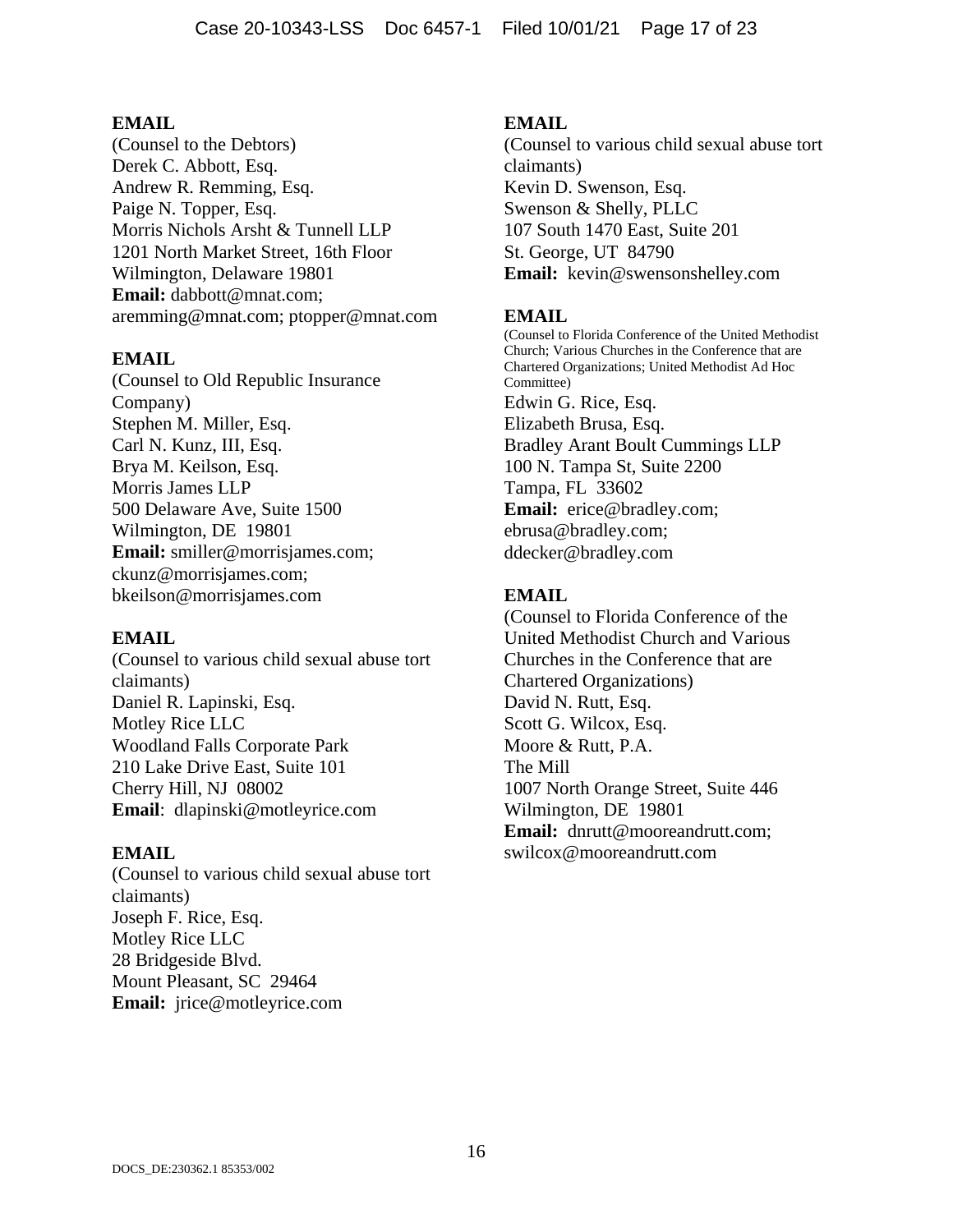**EMAIL**
(Counsel to the Debtors)
Derek C. Abbott, Esq.
Andrew R. Remming, Esq.
Paige N. Topper, Esq.
Morris Nichols Arsht & Tunnell LLP
1201 North Market Street, 16th Floor
Wilmington, Delaware 19801
**Email:** dabbott@mnat.com;
aremming@mnat.com; ptopper@mnat.com

**EMAIL**
(Counsel to Old Republic Insurance Company)
Stephen M. Miller, Esq.
Carl N. Kunz, III, Esq.
Brya M. Keilson, Esq.
Morris James LLP
500 Delaware Ave, Suite 1500
Wilmington, DE 19801
**Email:** smiller@morrisjames.com;
ckunz@morrisjames.com;
bkeilson@morrisjames.com

**EMAIL**
(Counsel to various child sexual abuse tort claimants)
Daniel R. Lapinski, Esq.
Motley Rice LLC
Woodland Falls Corporate Park
210 Lake Drive East, Suite 101
Cherry Hill, NJ 08002
**Email**: dlapinski@motleyrice.com

**EMAIL**
(Counsel to various child sexual abuse tort claimants)
Joseph F. Rice, Esq.
Motley Rice LLC
28 Bridgeside Blvd.
Mount Pleasant, SC 29464
**Email:** jrice@motleyrice.com

**EMAIL**
(Counsel to various child sexual abuse tort claimants)
Kevin D. Swenson, Esq.
Swenson & Shelly, PLLC
107 South 1470 East, Suite 201
St. George, UT 84790
**Email:** kevin@swensonshelley.com

**EMAIL**
(Counsel to Florida Conference of the United Methodist Church; Various Churches in the Conference that are Chartered Organizations; United Methodist Ad Hoc Committee)
Edwin G. Rice, Esq.
Elizabeth Brusa, Esq.
Bradley Arant Boult Cummings LLP
100 N. Tampa St, Suite 2200
Tampa, FL 33602
**Email:** erice@bradley.com;
ebrusa@bradley.com;
ddecker@bradley.com

**EMAIL**
(Counsel to Florida Conference of the United Methodist Church and Various Churches in the Conference that are Chartered Organizations)
David N. Rutt, Esq.
Scott G. Wilcox, Esq.
Moore & Rutt, P.A.
The Mill
1007 North Orange Street, Suite 446
Wilmington, DE 19801
**Email:** dnrutt@mooreandrutt.com;
swilcox@mooreandrutt.com

DOCS_DE:230362.1 85353/002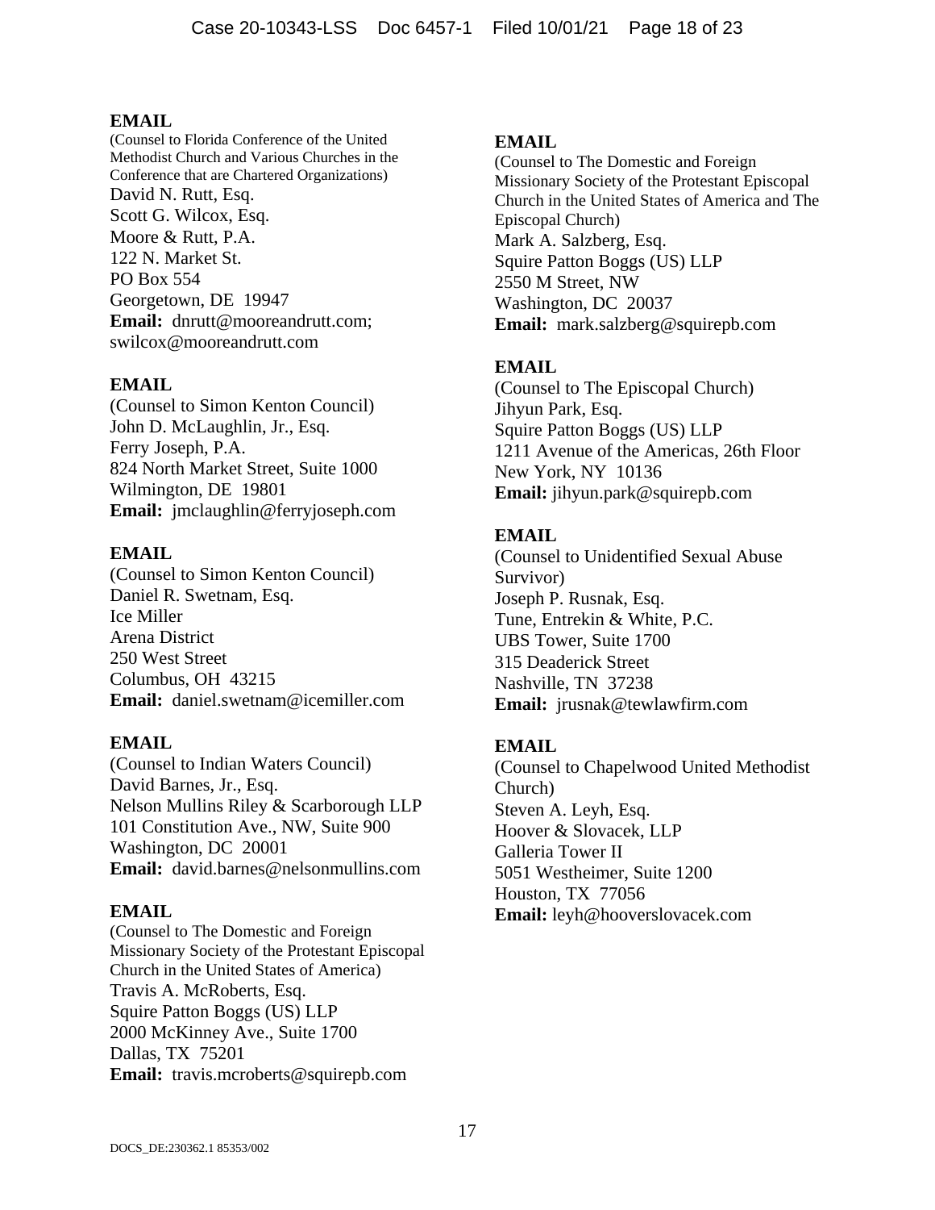**EMAIL**
(Counsel to Florida Conference of the United Methodist Church and Various Churches in the Conference that are Chartered Organizations)
David N. Rutt, Esq.
Scott G. Wilcox, Esq.
Moore & Rutt, P.A.
122 N. Market St.
PO Box 554
Georgetown, DE 19947
**Email:** dnrutt@mooreandrutt.com; swilcox@mooreandrutt.com

**EMAIL**
(Counsel to Simon Kenton Council)
John D. McLaughlin, Jr., Esq.
Ferry Joseph, P.A.
824 North Market Street, Suite 1000
Wilmington, DE 19801
**Email:** jmclaughlin@ferryjoseph.com

**EMAIL**
(Counsel to Simon Kenton Council)
Daniel R. Swetnam, Esq.
Ice Miller
Arena District
250 West Street
Columbus, OH 43215
**Email:** daniel.swetnam@icemiller.com

**EMAIL**
(Counsel to Indian Waters Council)
David Barnes, Jr., Esq.
Nelson Mullins Riley & Scarborough LLP
101 Constitution Ave., NW, Suite 900
Washington, DC 20001
**Email:** david.barnes@nelsonmullins.com

**EMAIL**
(Counsel to The Domestic and Foreign Missionary Society of the Protestant Episcopal Church in the United States of America)
Travis A. McRoberts, Esq.
Squire Patton Boggs (US) LLP
2000 McKinney Ave., Suite 1700
Dallas, TX 75201
**Email:** travis.mcroberts@squirepb.com

**EMAIL**
(Counsel to The Domestic and Foreign Missionary Society of the Protestant Episcopal Church in the United States of America and The Episcopal Church)
Mark A. Salzberg, Esq.
Squire Patton Boggs (US) LLP
2550 M Street, NW
Washington, DC 20037
**Email:** mark.salzberg@squirepb.com

**EMAIL**
(Counsel to The Episcopal Church)
Jihyun Park, Esq.
Squire Patton Boggs (US) LLP
1211 Avenue of the Americas, 26th Floor
New York, NY 10136
**Email:** jihyun.park@squirepb.com

**EMAIL**
(Counsel to Unidentified Sexual Abuse Survivor)
Joseph P. Rusnak, Esq.
Tune, Entrekin & White, P.C.
UBS Tower, Suite 1700
315 Deaderick Street
Nashville, TN 37238
**Email:** jrusnak@tewlawfirm.com

**EMAIL**
(Counsel to Chapelwood United Methodist Church)
Steven A. Leyh, Esq.
Hoover & Slovacek, LLP
Galleria Tower II
5051 Westheimer, Suite 1200
Houston, TX 77056
**Email:** leyh@hooverslovacek.com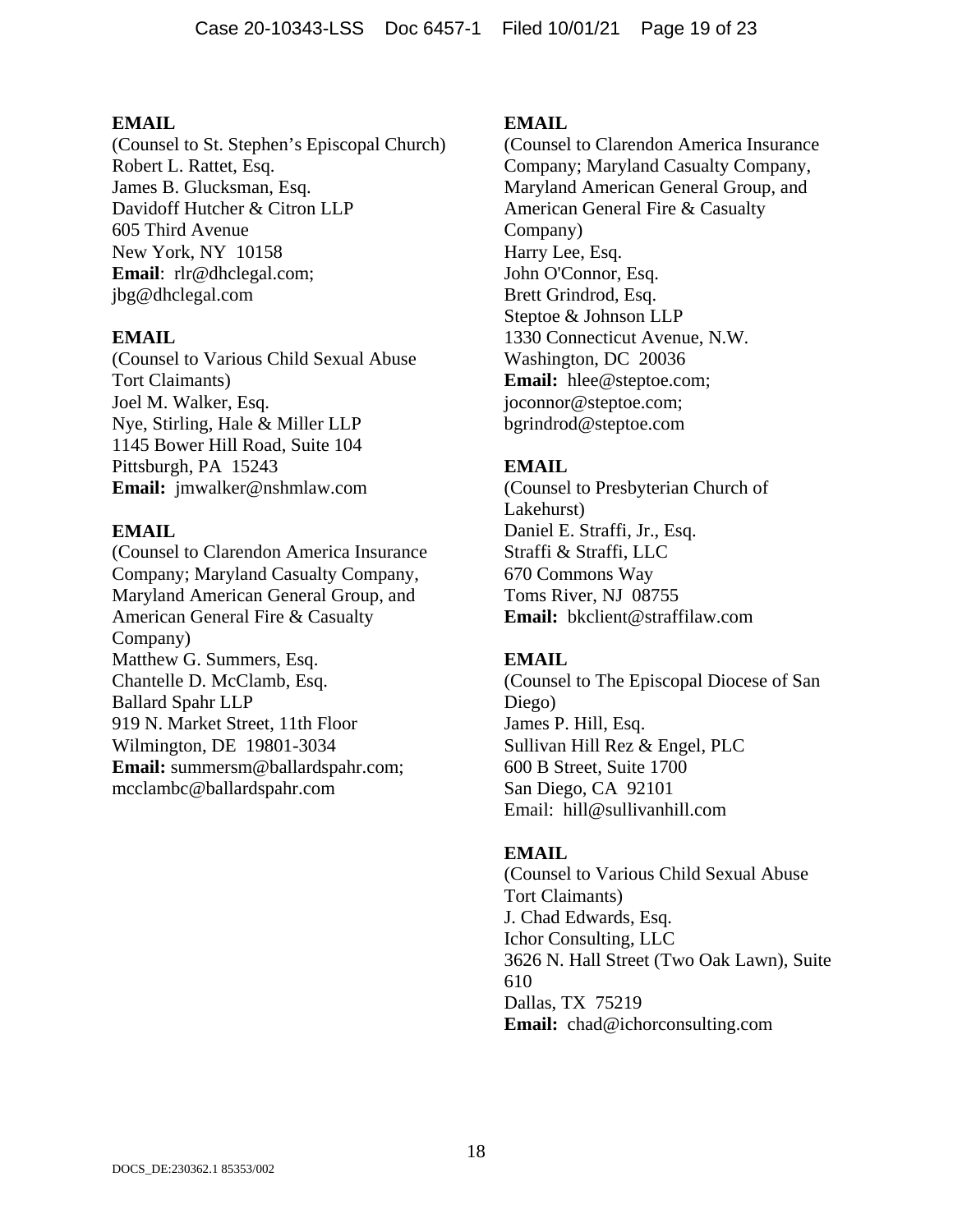**EMAIL**
(Counsel to St. Stephen's Episcopal Church)
Robert L. Rattet, Esq.
James B. Glucksman, Esq.
Davidoff Hutcher & Citron LLP
605 Third Avenue
New York, NY 10158
**Email**: rlr@dhclegal.com;
jbg@dhclegal.com

**EMAIL**
(Counsel to Various Child Sexual Abuse Tort Claimants)
Joel M. Walker, Esq.
Nye, Stirling, Hale & Miller LLP
1145 Bower Hill Road, Suite 104
Pittsburgh, PA 15243
**Email:** jmwalker@nshmlaw.com

**EMAIL**
(Counsel to Clarendon America Insurance Company; Maryland Casualty Company, Maryland American General Group, and American General Fire & Casualty Company)
Matthew G. Summers, Esq.
Chantelle D. McClamb, Esq.
Ballard Spahr LLP
919 N. Market Street, 11th Floor
Wilmington, DE 19801-3034
**Email:** summersm@ballardspahr.com;
mcclambc@ballardspahr.com

**EMAIL**
(Counsel to Clarendon America Insurance Company; Maryland Casualty Company, Maryland American General Group, and American General Fire & Casualty Company)
Harry Lee, Esq.
John O'Connor, Esq.
Brett Grindrod, Esq.
Steptoe & Johnson LLP
1330 Connecticut Avenue, N.W.
Washington, DC 20036
**Email:** hlee@steptoe.com;
joconnor@steptoe.com;
bgrindrod@steptoe.com

**EMAIL**
(Counsel to Presbyterian Church of Lakehurst)
Daniel E. Straffi, Jr., Esq.
Straffi & Straffi, LLC
670 Commons Way
Toms River, NJ 08755
**Email:** bkclient@straffilaw.com

**EMAIL**
(Counsel to The Episcopal Diocese of San Diego)
James P. Hill, Esq.
Sullivan Hill Rez & Engel, PLC
600 B Street, Suite 1700
San Diego, CA 92101
Email: hill@sullivanhill.com

**EMAIL**
(Counsel to Various Child Sexual Abuse Tort Claimants)
J. Chad Edwards, Esq.
Ichor Consulting, LLC
3626 N. Hall Street (Two Oak Lawn), Suite 610
Dallas, TX 75219
**Email:** chad@ichorconsulting.com

DOCS_DE:230362.1 85353/002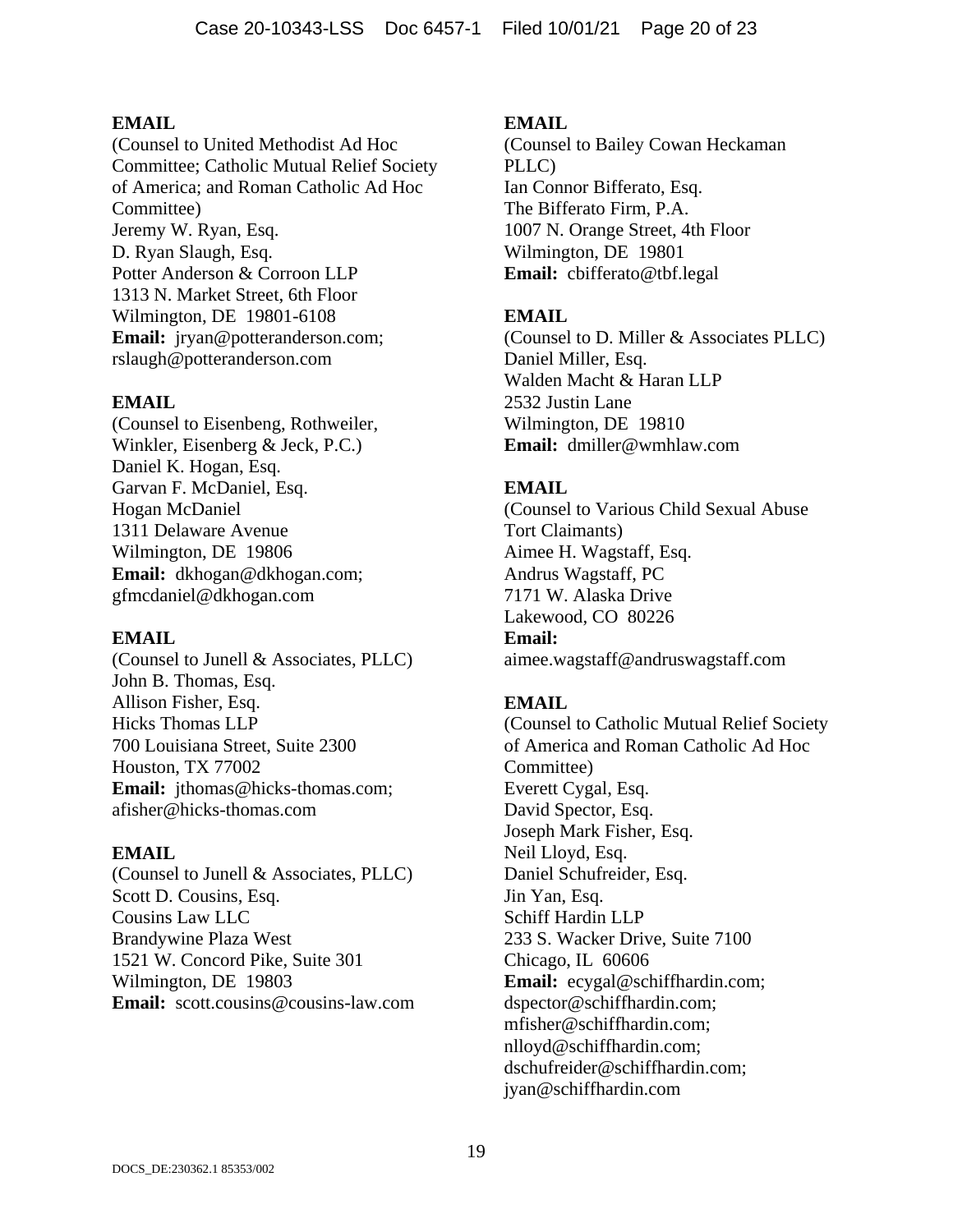**EMAIL**
(Counsel to United Methodist Ad Hoc Committee; Catholic Mutual Relief Society of America; and Roman Catholic Ad Hoc Committee)
Jeremy W. Ryan, Esq.
D. Ryan Slaugh, Esq.
Potter Anderson & Corroon LLP
1313 N. Market Street, 6th Floor
Wilmington, DE 19801-6108
**Email:** jryan@potteranderson.com; rslaugh@potteranderson.com

**EMAIL**
(Counsel to Eisenbeng, Rothweiler, Winkler, Eisenberg & Jeck, P.C.)
Daniel K. Hogan, Esq.
Garvan F. McDaniel, Esq.
Hogan McDaniel
1311 Delaware Avenue
Wilmington, DE 19806
**Email:** dkhogan@dkhogan.com; gfmcdaniel@dkhogan.com

**EMAIL**
(Counsel to Junell & Associates, PLLC)
John B. Thomas, Esq.
Allison Fisher, Esq.
Hicks Thomas LLP
700 Louisiana Street, Suite 2300
Houston, TX 77002
**Email:** jthomas@hicks-thomas.com; afisher@hicks-thomas.com

**EMAIL**
(Counsel to Junell & Associates, PLLC)
Scott D. Cousins, Esq.
Cousins Law LLC
Brandywine Plaza West
1521 W. Concord Pike, Suite 301
Wilmington, DE 19803
**Email:** scott.cousins@cousins-law.com

**EMAIL**
(Counsel to Bailey Cowan Heckaman PLLC)
Ian Connor Bifferato, Esq.
The Bifferato Firm, P.A.
1007 N. Orange Street, 4th Floor
Wilmington, DE 19801
**Email:** cbifferato@tbf.legal

**EMAIL**
(Counsel to D. Miller & Associates PLLC)
Daniel Miller, Esq.
Walden Macht & Haran LLP
2532 Justin Lane
Wilmington, DE 19810
**Email:** dmiller@wmhlaw.com

**EMAIL**
(Counsel to Various Child Sexual Abuse Tort Claimants)
Aimee H. Wagstaff, Esq.
Andrus Wagstaff, PC
7171 W. Alaska Drive
Lakewood, CO 80226
**Email:**
aimee.wagstaff@andruswagstaff.com

**EMAIL**
(Counsel to Catholic Mutual Relief Society of America and Roman Catholic Ad Hoc Committee)
Everett Cygal, Esq.
David Spector, Esq.
Joseph Mark Fisher, Esq.
Neil Lloyd, Esq.
Daniel Schufreider, Esq.
Jin Yan, Esq.
Schiff Hardin LLP
233 S. Wacker Drive, Suite 7100
Chicago, IL 60606
**Email:** ecygal@schiffhardin.com; dspector@schiffhardin.com; mfisher@schiffhardin.com; nlloyd@schiffhardin.com; dschufreider@schiffhardin.com; jyan@schiffhardin.com

DOCS_DE:230362.1 85353/002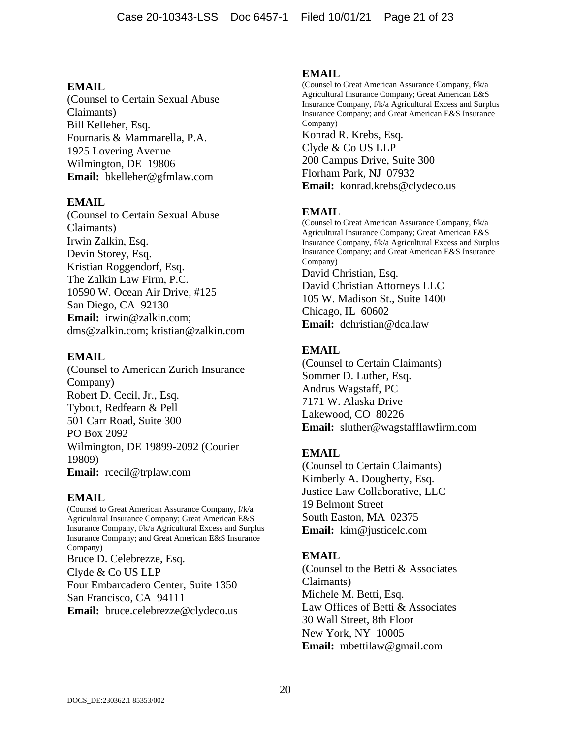**EMAIL**
(Counsel to Certain Sexual Abuse Claimants)
Bill Kelleher, Esq.
Fournaris & Mammarella, P.A.
1925 Lovering Avenue
Wilmington, DE 19806
**Email:** bkelleher@gfmlaw.com

**EMAIL**
(Counsel to Certain Sexual Abuse Claimants)
Irwin Zalkin, Esq.
Devin Storey, Esq.
Kristian Roggendorf, Esq.
The Zalkin Law Firm, P.C.
10590 W. Ocean Air Drive, #125
San Diego, CA 92130
**Email:** irwin@zalkin.com; dms@zalkin.com; kristian@zalkin.com

**EMAIL**
(Counsel to American Zurich Insurance Company)
Robert D. Cecil, Jr., Esq.
Tybout, Redfearn & Pell
501 Carr Road, Suite 300
PO Box 2092
Wilmington, DE 19899-2092 (Courier 19809)
**Email:** rcecil@trplaw.com

**EMAIL**
(Counsel to Great American Assurance Company, f/k/a Agricultural Insurance Company; Great American E&S Insurance Company, f/k/a Agricultural Excess and Surplus Insurance Company; and Great American E&S Insurance Company)
Bruce D. Celebrezze, Esq.
Clyde & Co US LLP
Four Embarcadero Center, Suite 1350
San Francisco, CA 94111
**Email:** bruce.celebrezze@clydeco.us

**EMAIL**
(Counsel to Great American Assurance Company, f/k/a Agricultural Insurance Company; Great American E&S Insurance Company, f/k/a Agricultural Excess and Surplus Insurance Company; and Great American E&S Insurance Company)
Konrad R. Krebs, Esq.
Clyde & Co US LLP
200 Campus Drive, Suite 300
Florham Park, NJ 07932
**Email:** konrad.krebs@clydeco.us

**EMAIL**
(Counsel to Great American Assurance Company, f/k/a Agricultural Insurance Company; Great American E&S Insurance Company, f/k/a Agricultural Excess and Surplus Insurance Company; and Great American E&S Insurance Company)
David Christian, Esq.
David Christian Attorneys LLC
105 W. Madison St., Suite 1400
Chicago, IL 60602
**Email:** dchristian@dca.law

**EMAIL**
(Counsel to Certain Claimants)
Sommer D. Luther, Esq.
Andrus Wagstaff, PC
7171 W. Alaska Drive
Lakewood, CO 80226
**Email:** sluther@wagstafflawfirm.com

**EMAIL**
(Counsel to Certain Claimants)
Kimberly A. Dougherty, Esq.
Justice Law Collaborative, LLC
19 Belmont Street
South Easton, MA 02375
**Email:** kim@justicelc.com

**EMAIL**
(Counsel to the Betti & Associates Claimants)
Michele M. Betti, Esq.
Law Offices of Betti & Associates
30 Wall Street, 8th Floor
New York, NY 10005
**Email:** mbettilaw@gmail.com

DOCS_DE:230362.1 85353/002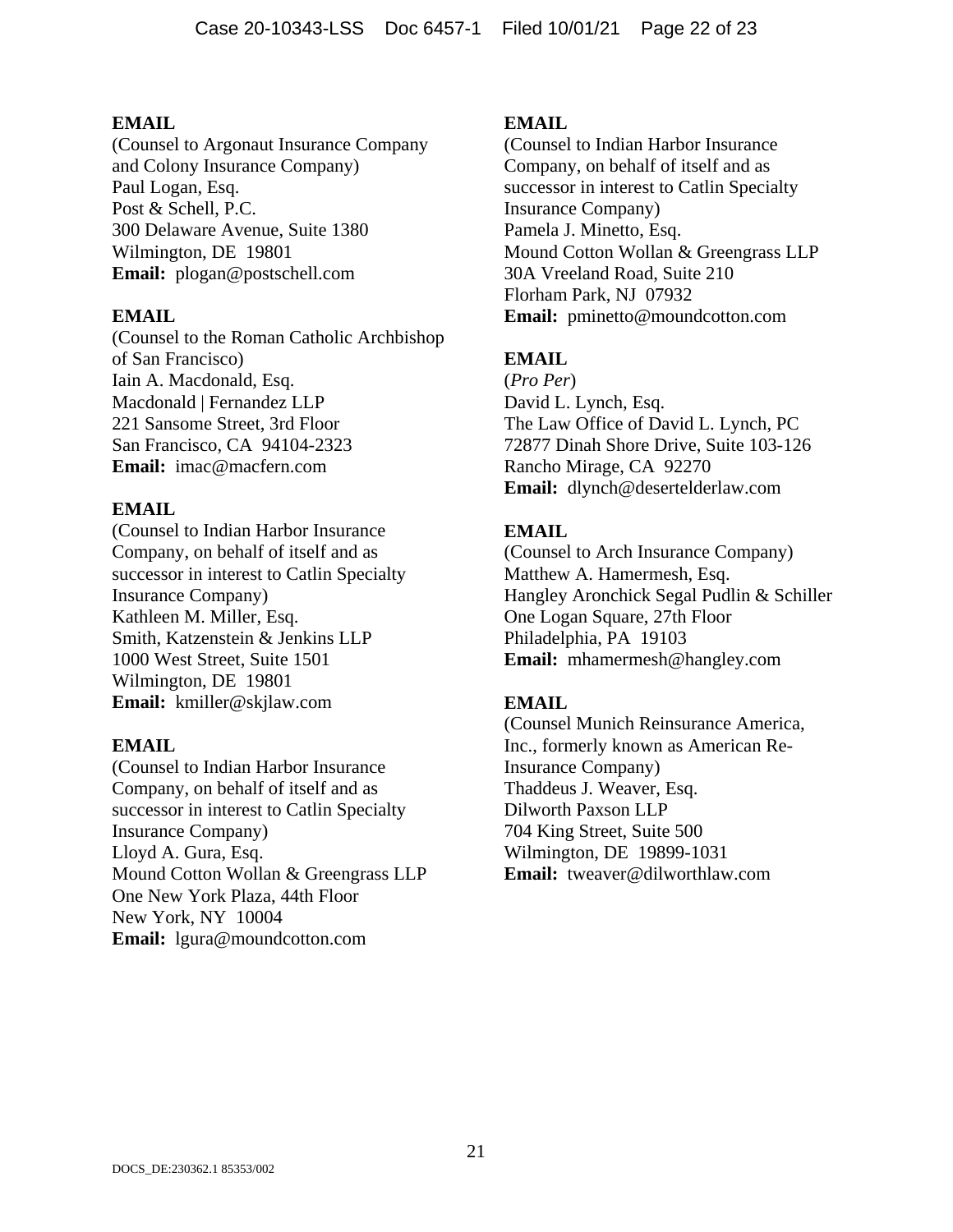**EMAIL**
(Counsel to Argonaut Insurance Company and Colony Insurance Company)
Paul Logan, Esq.
Post & Schell, P.C.
300 Delaware Avenue, Suite 1380
Wilmington, DE 19801
**Email:** plogan@postschell.com

**EMAIL**
(Counsel to the Roman Catholic Archbishop of San Francisco)
Iain A. Macdonald, Esq.
Macdonald | Fernandez LLP
221 Sansome Street, 3rd Floor
San Francisco, CA 94104-2323
**Email:** imac@macfern.com

**EMAIL**
(Counsel to Indian Harbor Insurance Company, on behalf of itself and as successor in interest to Catlin Specialty Insurance Company)
Kathleen M. Miller, Esq.
Smith, Katzenstein & Jenkins LLP
1000 West Street, Suite 1501
Wilmington, DE 19801
**Email:** kmiller@skjlaw.com

**EMAIL**
(Counsel to Indian Harbor Insurance Company, on behalf of itself and as successor in interest to Catlin Specialty Insurance Company)
Lloyd A. Gura, Esq.
Mound Cotton Wollan & Greengrass LLP
One New York Plaza, 44th Floor
New York, NY 10004
**Email:** lgura@moundcotton.com

**EMAIL**
(Counsel to Indian Harbor Insurance Company, on behalf of itself and as successor in interest to Catlin Specialty Insurance Company)
Pamela J. Minetto, Esq.
Mound Cotton Wollan & Greengrass LLP
30A Vreeland Road, Suite 210
Florham Park, NJ 07932
**Email:** pminetto@moundcotton.com

**EMAIL**
(*Pro Per*)
David L. Lynch, Esq.
The Law Office of David L. Lynch, PC
72877 Dinah Shore Drive, Suite 103-126
Rancho Mirage, CA 92270
**Email:** dlynch@desertelderlaw.com

**EMAIL**
(Counsel to Arch Insurance Company)
Matthew A. Hamermesh, Esq.
Hangley Aronchick Segal Pudlin & Schiller
One Logan Square, 27th Floor
Philadelphia, PA 19103
**Email:** mhamermesh@hangley.com

**EMAIL**
(Counsel Munich Reinsurance America, Inc., formerly known as American Re-Insurance Company)
Thaddeus J. Weaver, Esq.
Dilworth Paxson LLP
704 King Street, Suite 500
Wilmington, DE 19899-1031
**Email:** tweaver@dilworthlaw.com

DOCS_DE:230362.1 85353/002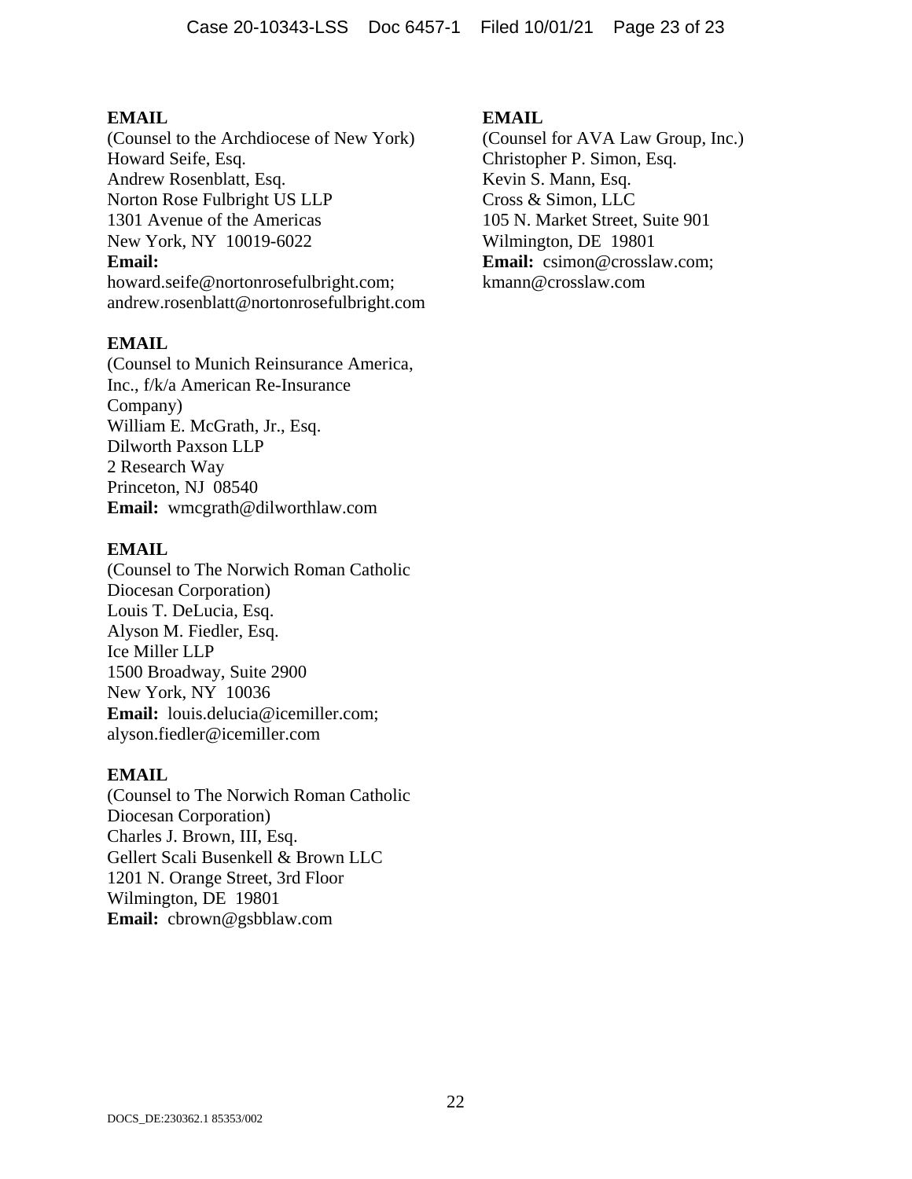**EMAIL**
(Counsel to the Archdiocese of New York)
Howard Seife, Esq.
Andrew Rosenblatt, Esq.
Norton Rose Fulbright US LLP
1301 Avenue of the Americas
New York, NY 10019-6022
**Email:**
howard.seife@nortonrosefulbright.com;
andrew.rosenblatt@nortonrosefulbright.com

**EMAIL**
(Counsel to Munich Reinsurance America, Inc., f/k/a American Re-Insurance Company)
William E. McGrath, Jr., Esq.
Dilworth Paxson LLP
2 Research Way
Princeton, NJ 08540
**Email:** wmcgrath@dilworthlaw.com

**EMAIL**
(Counsel to The Norwich Roman Catholic Diocesan Corporation)
Louis T. DeLucia, Esq.
Alyson M. Fiedler, Esq.
Ice Miller LLP
1500 Broadway, Suite 2900
New York, NY 10036
**Email:** louis.delucia@icemiller.com;
alyson.fiedler@icemiller.com

**EMAIL**
(Counsel to The Norwich Roman Catholic Diocesan Corporation)
Charles J. Brown, III, Esq.
Gellert Scali Busenkell & Brown LLC
1201 N. Orange Street, 3rd Floor
Wilmington, DE 19801
**Email:** cbrown@gsbblaw.com

**EMAIL**
(Counsel for AVA Law Group, Inc.)
Christopher P. Simon, Esq.
Kevin S. Mann, Esq.
Cross & Simon, LLC
105 N. Market Street, Suite 901
Wilmington, DE 19801
**Email:** csimon@crosslaw.com;
kmann@crosslaw.com

DOCS_DE:230362.1 85353/002